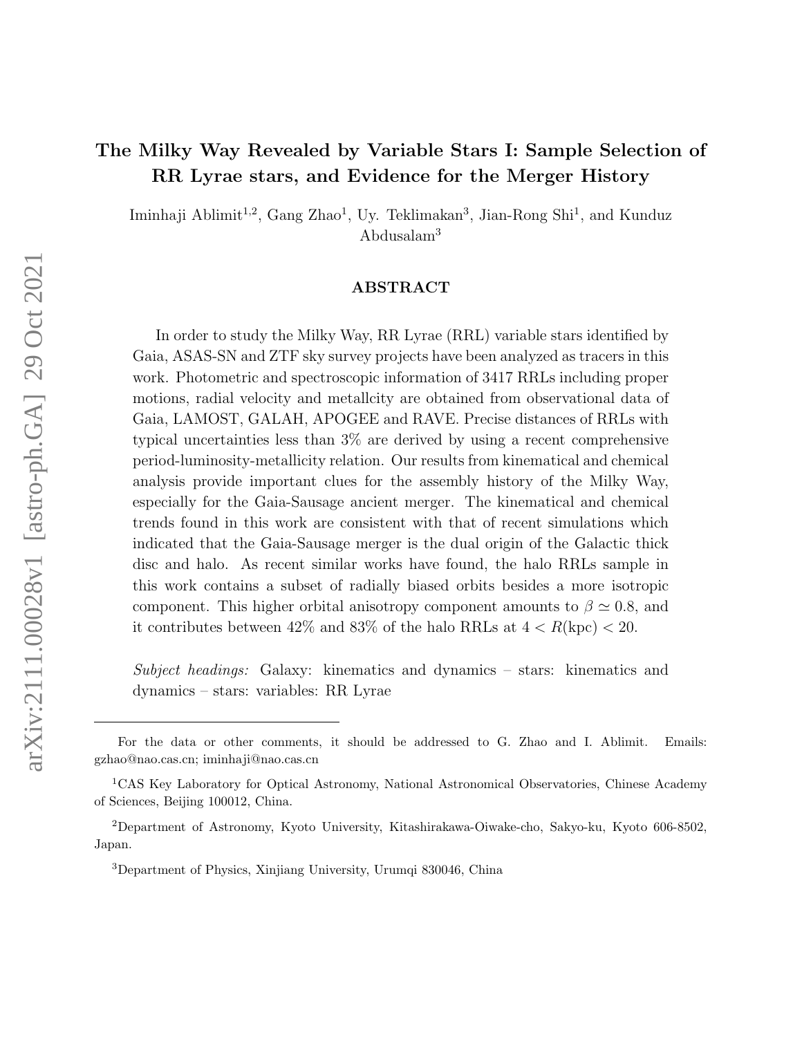# The Milky Way Revealed by Variable Stars I: Sample Selection of RR Lyrae stars, and Evidence for the Merger History

Iminhaji Ablimit[1,2], Gang Zhao[1], Uy. Teklimakan[3], Jian-Rong Shi[1], and Kunduz Abdusalam[3]

## ABSTRACT

In order to study the Milky Way, RR Lyrae (RRL) variable stars identified by Gaia, ASAS-SN and ZTF sky survey projects have been analyzed as tracers in this work. Photometric and spectroscopic information of 3417 RRLs including proper motions, radial velocity and metallcity are obtained from observational data of Gaia, LAMOST, GALAH, APOGEE and RAVE. Precise distances of RRLs with typical uncertainties less than 3% are derived by using a recent comprehensive period-luminosity-metallicity relation. Our results from kinematical and chemical analysis provide important clues for the assembly history of the Milky Way, especially for the Gaia-Sausage ancient merger. The kinematical and chemical trends found in this work are consistent with that of recent simulations which indicated that the Gaia-Sausage merger is the dual origin of the Galactic thick disc and halo. As recent similar works have found, the halo RRLs sample in this work contains a subset of radially biased orbits besides a more isotropic component. This higher orbital anisotropy component amounts to $\beta \simeq 0.8$, and it contributes between 42% and 83% of the halo RRLs at $4 < R(\mathrm{kpc}) < 20$.

*Subject headings:* Galaxy: kinematics and dynamics – stars: kinematics and dynamics – stars: variables: RR Lyrae

---

For the data or other comments, it should be addressed to G. Zhao and I. Ablimit. Emails: gzhao@nao.cas.cn; iminhaji@nao.cas.cn

[1]CAS Key Laboratory for Optical Astronomy, National Astronomical Observatories, Chinese Academy of Sciences, Beijing 100012, China.

[2]Department of Astronomy, Kyoto University, Kitashirakawa-Oiwake-cho, Sakyo-ku, Kyoto 606-8502, Japan.

[3]Department of Physics, Xinjiang University, Urumqi 830046, China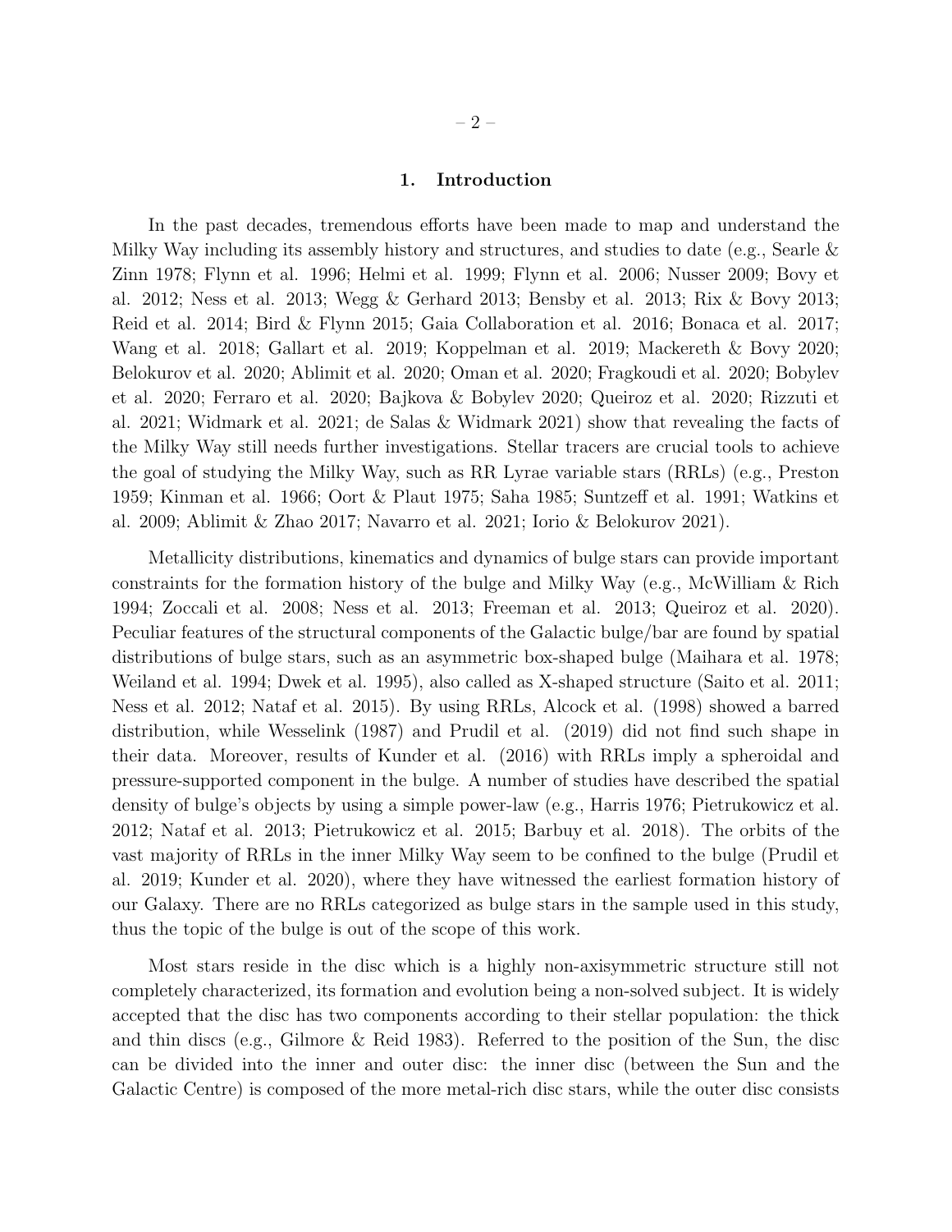# 1. Introduction

In the past decades, tremendous efforts have been made to map and understand the Milky Way including its assembly history and structures, and studies to date (e.g., Searle & Zinn 1978; Flynn et al. 1996; Helmi et al. 1999; Flynn et al. 2006; Nusser 2009; Bovy et al. 2012; Ness et al. 2013; Wegg & Gerhard 2013; Bensby et al. 2013; Rix & Bovy 2013; Reid et al. 2014; Bird & Flynn 2015; Gaia Collaboration et al. 2016; Bonaca et al. 2017; Wang et al. 2018; Gallart et al. 2019; Koppelman et al. 2019; Mackereth & Bovy 2020; Belokurov et al. 2020; Ablimit et al. 2020; Oman et al. 2020; Fragkoudi et al. 2020; Bobylev et al. 2020; Ferraro et al. 2020; Bajkova & Bobylev 2020; Queiroz et al. 2020; Rizzuti et al. 2021; Widmark et al. 2021; de Salas & Widmark 2021) show that revealing the facts of the Milky Way still needs further investigations. Stellar tracers are crucial tools to achieve the goal of studying the Milky Way, such as RR Lyrae variable stars (RRLs) (e.g., Preston 1959; Kinman et al. 1966; Oort & Plaut 1975; Saha 1985; Suntzeff et al. 1991; Watkins et al. 2009; Ablimit & Zhao 2017; Navarro et al. 2021; Iorio & Belokurov 2021).

Metallicity distributions, kinematics and dynamics of bulge stars can provide important constraints for the formation history of the bulge and Milky Way (e.g., McWilliam & Rich 1994; Zoccali et al. 2008; Ness et al. 2013; Freeman et al. 2013; Queiroz et al. 2020). Peculiar features of the structural components of the Galactic bulge/bar are found by spatial distributions of bulge stars, such as an asymmetric box-shaped bulge (Maihara et al. 1978; Weiland et al. 1994; Dwek et al. 1995), also called as X-shaped structure (Saito et al. 2011; Ness et al. 2012; Nataf et al. 2015). By using RRLs, Alcock et al. (1998) showed a barred distribution, while Wesselink (1987) and Prudil et al. (2019) did not find such shape in their data. Moreover, results of Kunder et al. (2016) with RRLs imply a spheroidal and pressure-supported component in the bulge. A number of studies have described the spatial density of bulge's objects by using a simple power-law (e.g., Harris 1976; Pietrukowicz et al. 2012; Nataf et al. 2013; Pietrukowicz et al. 2015; Barbuy et al. 2018). The orbits of the vast majority of RRLs in the inner Milky Way seem to be confined to the bulge (Prudil et al. 2019; Kunder et al. 2020), where they have witnessed the earliest formation history of our Galaxy. There are no RRLs categorized as bulge stars in the sample used in this study, thus the topic of the bulge is out of the scope of this work.

Most stars reside in the disc which is a highly non-axisymmetric structure still not completely characterized, its formation and evolution being a non-solved subject. It is widely accepted that the disc has two components according to their stellar population: the thick and thin discs (e.g., Gilmore & Reid 1983). Referred to the position of the Sun, the disc can be divided into the inner and outer disc: the inner disc (between the Sun and the Galactic Centre) is composed of the more metal-rich disc stars, while the outer disc consists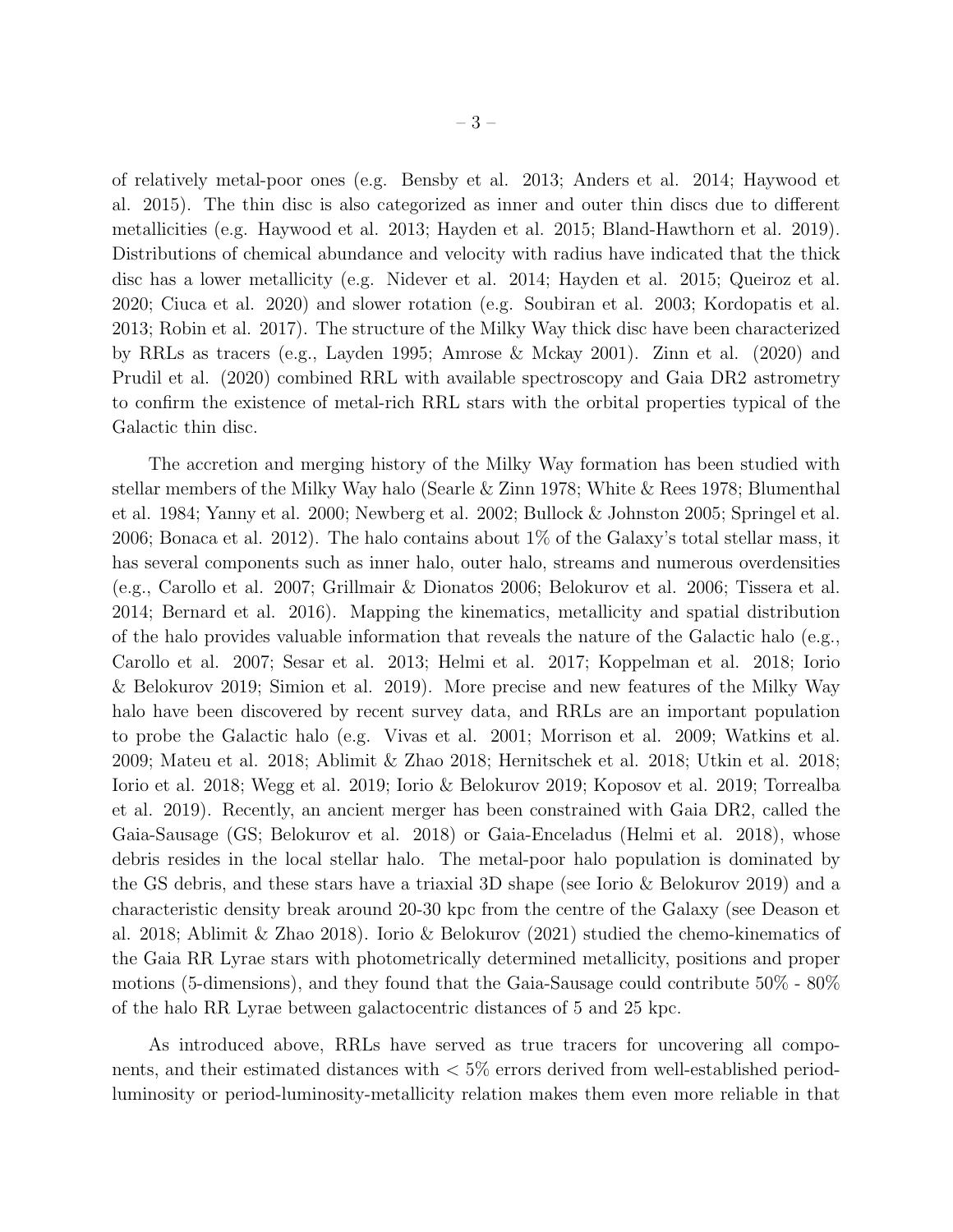of relatively metal-poor ones (e.g. Bensby et al. 2013; Anders et al. 2014; Haywood et al. 2015). The thin disc is also categorized as inner and outer thin discs due to different metallicities (e.g. Haywood et al. 2013; Hayden et al. 2015; Bland-Hawthorn et al. 2019). Distributions of chemical abundance and velocity with radius have indicated that the thick disc has a lower metallicity (e.g. Nidever et al. 2014; Hayden et al. 2015; Queiroz et al. 2020; Ciuca et al. 2020) and slower rotation (e.g. Soubiran et al. 2003; Kordopatis et al. 2013; Robin et al. 2017). The structure of the Milky Way thick disc have been characterized by RRLs as tracers (e.g., Layden 1995; Amrose & Mckay 2001). Zinn et al. (2020) and Prudil et al. (2020) combined RRL with available spectroscopy and Gaia DR2 astrometry to confirm the existence of metal-rich RRL stars with the orbital properties typical of the Galactic thin disc.

The accretion and merging history of the Milky Way formation has been studied with stellar members of the Milky Way halo (Searle & Zinn 1978; White & Rees 1978; Blumenthal et al. 1984; Yanny et al. 2000; Newberg et al. 2002; Bullock & Johnston 2005; Springel et al. 2006; Bonaca et al. 2012). The halo contains about 1% of the Galaxy's total stellar mass, it has several components such as inner halo, outer halo, streams and numerous overdensities (e.g., Carollo et al. 2007; Grillmair & Dionatos 2006; Belokurov et al. 2006; Tissera et al. 2014; Bernard et al. 2016). Mapping the kinematics, metallicity and spatial distribution of the halo provides valuable information that reveals the nature of the Galactic halo (e.g., Carollo et al. 2007; Sesar et al. 2013; Helmi et al. 2017; Koppelman et al. 2018; Iorio & Belokurov 2019; Simion et al. 2019). More precise and new features of the Milky Way halo have been discovered by recent survey data, and RRLs are an important population to probe the Galactic halo (e.g. Vivas et al. 2001; Morrison et al. 2009; Watkins et al. 2009; Mateu et al. 2018; Ablimit & Zhao 2018; Hernitschek et al. 2018; Utkin et al. 2018; Iorio et al. 2018; Wegg et al. 2019; Iorio & Belokurov 2019; Koposov et al. 2019; Torrealba et al. 2019). Recently, an ancient merger has been constrained with Gaia DR2, called the Gaia-Sausage (GS; Belokurov et al. 2018) or Gaia-Enceladus (Helmi et al. 2018), whose debris resides in the local stellar halo. The metal-poor halo population is dominated by the GS debris, and these stars have a triaxial 3D shape (see Iorio & Belokurov 2019) and a characteristic density break around 20-30 kpc from the centre of the Galaxy (see Deason et al. 2018; Ablimit & Zhao 2018). Iorio & Belokurov (2021) studied the chemo-kinematics of the Gaia RR Lyrae stars with photometrically determined metallicity, positions and proper motions (5-dimensions), and they found that the Gaia-Sausage could contribute 50% - 80% of the halo RR Lyrae between galactocentric distances of 5 and 25 kpc.

As introduced above, RRLs have served as true tracers for uncovering all components, and their estimated distances with $< 5\%$ errors derived from well-established period-luminosity or period-luminosity-metallicity relation makes them even more reliable in that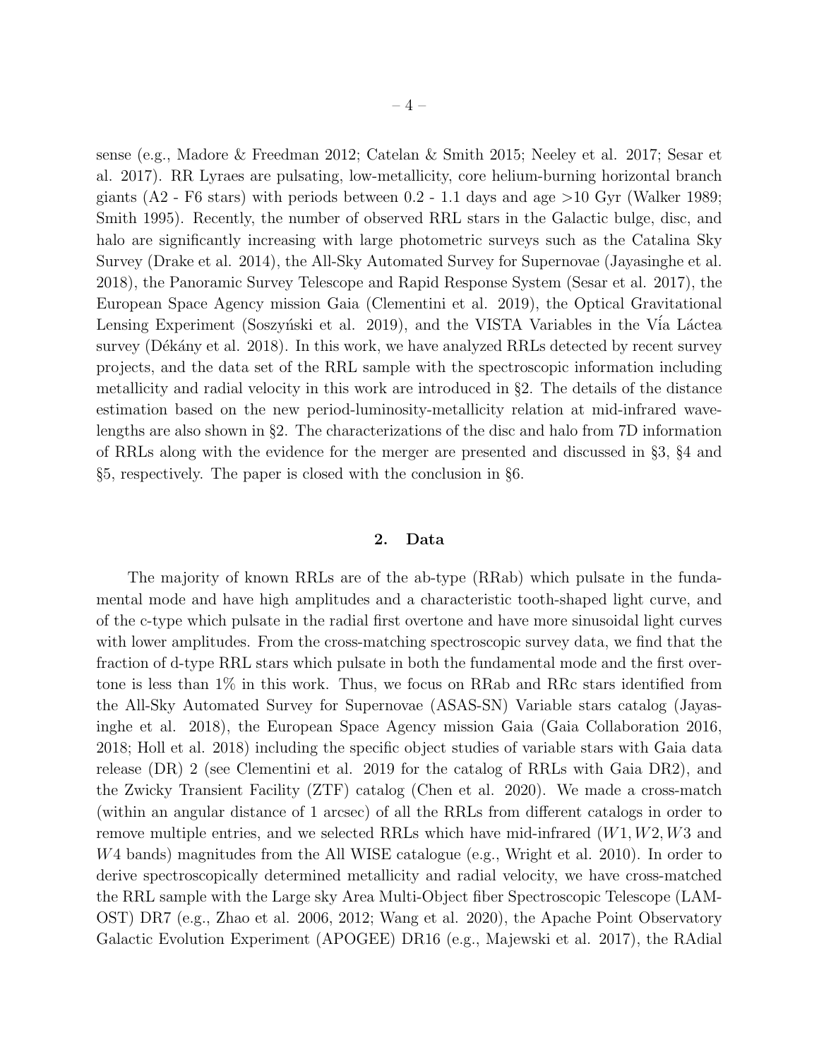sense (e.g., Madore & Freedman 2012; Catelan & Smith 2015; Neeley et al. 2017; Sesar et al. 2017). RR Lyraes are pulsating, low-metallicity, core helium-burning horizontal branch giants (A2 - F6 stars) with periods between 0.2 - 1.1 days and age >10 Gyr (Walker 1989; Smith 1995). Recently, the number of observed RRL stars in the Galactic bulge, disc, and halo are significantly increasing with large photometric surveys such as the Catalina Sky Survey (Drake et al. 2014), the All-Sky Automated Survey for Supernovae (Jayasinghe et al. 2018), the Panoramic Survey Telescope and Rapid Response System (Sesar et al. 2017), the European Space Agency mission Gaia (Clementini et al. 2019), the Optical Gravitational Lensing Experiment (Soszyński et al. 2019), and the VISTA Variables in the Vía Láctea survey (Dékány et al. 2018). In this work, we have analyzed RRLs detected by recent survey projects, and the data set of the RRL sample with the spectroscopic information including metallicity and radial velocity in this work are introduced in §2. The details of the distance estimation based on the new period-luminosity-metallicity relation at mid-infrared wavelengths are also shown in §2. The characterizations of the disc and halo from 7D information of RRLs along with the evidence for the merger are presented and discussed in §3, §4 and §5, respectively. The paper is closed with the conclusion in §6.

## 2. Data

The majority of known RRLs are of the ab-type (RRab) which pulsate in the fundamental mode and have high amplitudes and a characteristic tooth-shaped light curve, and of the c-type which pulsate in the radial first overtone and have more sinusoidal light curves with lower amplitudes. From the cross-matching spectroscopic survey data, we find that the fraction of d-type RRL stars which pulsate in both the fundamental mode and the first overtone is less than 1% in this work. Thus, we focus on RRab and RRc stars identified from the All-Sky Automated Survey for Supernovae (ASAS-SN) Variable stars catalog (Jayasinghe et al. 2018), the European Space Agency mission Gaia (Gaia Collaboration 2016, 2018; Holl et al. 2018) including the specific object studies of variable stars with Gaia data release (DR) 2 (see Clementini et al. 2019 for the catalog of RRLs with Gaia DR2), and the Zwicky Transient Facility (ZTF) catalog (Chen et al. 2020). We made a cross-match (within an angular distance of 1 arcsec) of all the RRLs from different catalogs in order to remove multiple entries, and we selected RRLs which have mid-infrared ($W1, W2, W3$ and $W4$ bands) magnitudes from the All WISE catalogue (e.g., Wright et al. 2010). In order to derive spectroscopically determined metallicity and radial velocity, we have cross-matched the RRL sample with the Large sky Area Multi-Object fiber Spectroscopic Telescope (LAMOST) DR7 (e.g., Zhao et al. 2006, 2012; Wang et al. 2020), the Apache Point Observatory Galactic Evolution Experiment (APOGEE) DR16 (e.g., Majewski et al. 2017), the RAdial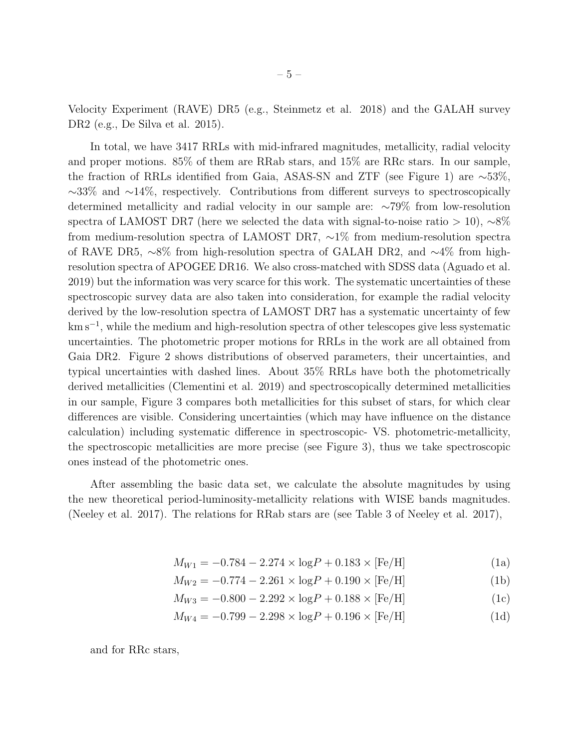Velocity Experiment (RAVE) DR5 (e.g., Steinmetz et al. 2018) and the GALAH survey DR2 (e.g., De Silva et al. 2015).

In total, we have 3417 RRLs with mid-infrared magnitudes, metallicity, radial velocity and proper motions. 85% of them are RRab stars, and 15% are RRc stars. In our sample, the fraction of RRLs identified from Gaia, ASAS-SN and ZTF (see Figure 1) are ∼53%, ∼33% and ∼14%, respectively. Contributions from different surveys to spectroscopically determined metallicity and radial velocity in our sample are: ∼79% from low-resolution spectra of LAMOST DR7 (here we selected the data with signal-to-noise ratio $> 10$), ∼8% from medium-resolution spectra of LAMOST DR7, ∼1% from medium-resolution spectra of RAVE DR5, ∼8% from high-resolution spectra of GALAH DR2, and ∼4% from high-resolution spectra of APOGEE DR16. We also cross-matched with SDSS data (Aguado et al. 2019) but the information was very scarce for this work. The systematic uncertainties of these spectroscopic survey data are also taken into consideration, for example the radial velocity derived by the low-resolution spectra of LAMOST DR7 has a systematic uncertainty of few $\mathrm{km\,s^{-1}}$, while the medium and high-resolution spectra of other telescopes give less systematic uncertainties. The photometric proper motions for RRLs in the work are all obtained from Gaia DR2. Figure 2 shows distributions of observed parameters, their uncertainties, and typical uncertainties with dashed lines. About 35% RRLs have both the photometrically derived metallicities (Clementini et al. 2019) and spectroscopically determined metallicities in our sample, Figure 3 compares both metallicities for this subset of stars, for which clear differences are visible. Considering uncertainties (which may have influence on the distance calculation) including systematic difference in spectroscopic- VS. photometric-metallicity, the spectroscopic metallicities are more precise (see Figure 3), thus we take spectroscopic ones instead of the photometric ones.

After assembling the basic data set, we calculate the absolute magnitudes by using the new theoretical period-luminosity-metallicity relations with WISE bands magnitudes. (Neeley et al. 2017). The relations for RRab stars are (see Table 3 of Neeley et al. 2017),

$$M_{W1} = -0.784 - 2.274 \times \log P + 0.183 \times [\mathrm{Fe/H}] \tag{1a}$$

$$M_{W2} = -0.774 - 2.261 \times \log P + 0.190 \times [\mathrm{Fe/H}] \tag{1b}$$

$$M_{W3} = -0.800 - 2.292 \times \log P + 0.188 \times [\mathrm{Fe/H}] \tag{1c}$$

$$M_{W4} = -0.799 - 2.298 \times \log P + 0.196 \times [\mathrm{Fe/H}] \tag{1d}$$

and for RRc stars,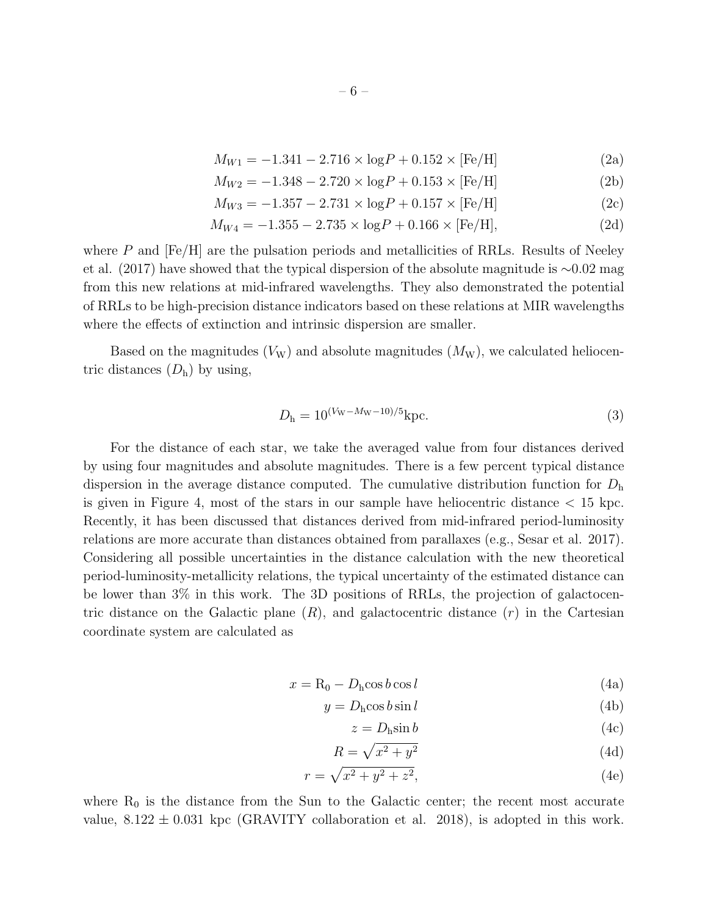$$M_{W1} = -1.341 - 2.716 \times \log P + 0.152 \times [\mathrm{Fe/H}] \tag{2a}$$

$$M_{W2} = -1.348 - 2.720 \times \log P + 0.153 \times [\mathrm{Fe/H}] \tag{2b}$$

$$M_{W3} = -1.357 - 2.731 \times \log P + 0.157 \times [\mathrm{Fe/H}] \tag{2c}$$

$$M_{W4} = -1.355 - 2.735 \times \log P + 0.166 \times [\mathrm{Fe/H}], \tag{2d}$$

where $P$ and [Fe/H] are the pulsation periods and metallicities of RRLs. Results of Neeley et al. (2017) have showed that the typical dispersion of the absolute magnitude is $\sim$0.02 mag from this new relations at mid-infrared wavelengths. They also demonstrated the potential of RRLs to be high-precision distance indicators based on these relations at MIR wavelengths where the effects of extinction and intrinsic dispersion are smaller.

Based on the magnitudes ($V_{\mathrm{W}}$) and absolute magnitudes ($M_{\mathrm{W}}$), we calculated heliocentric distances ($D_{\mathrm{h}}$) by using,

$$D_{\mathrm{h}} = 10^{(V_{\mathrm{W}} - M_{\mathrm{W}} - 10)/5} \mathrm{kpc}. \tag{3}$$

For the distance of each star, we take the averaged value from four distances derived by using four magnitudes and absolute magnitudes. There is a few percent typical distance dispersion in the average distance computed. The cumulative distribution function for $D_{\mathrm{h}}$ is given in Figure 4, most of the stars in our sample have heliocentric distance $<$ 15 kpc. Recently, it has been discussed that distances derived from mid-infrared period-luminosity relations are more accurate than distances obtained from parallaxes (e.g., Sesar et al. 2017). Considering all possible uncertainties in the distance calculation with the new theoretical period-luminosity-metallicity relations, the typical uncertainty of the estimated distance can be lower than 3% in this work. The 3D positions of RRLs, the projection of galactocentric distance on the Galactic plane ($R$), and galactocentric distance ($r$) in the Cartesian coordinate system are calculated as

$$x = \mathrm{R}_0 - D_{\mathrm{h}} \cos b \cos l \tag{4a}$$

$$y = D_{\mathrm{h}} \cos b \sin l \tag{4b}$$

$$z = D_{\mathrm{h}} \sin b \tag{4c}$$

$$R = \sqrt{x^2 + y^2} \tag{4d}$$

$$r = \sqrt{x^2 + y^2 + z^2}, \tag{4e}$$

where $\mathrm{R}_0$ is the distance from the Sun to the Galactic center; the recent most accurate value, $8.122 \pm 0.031$ kpc (GRAVITY collaboration et al. 2018), is adopted in this work.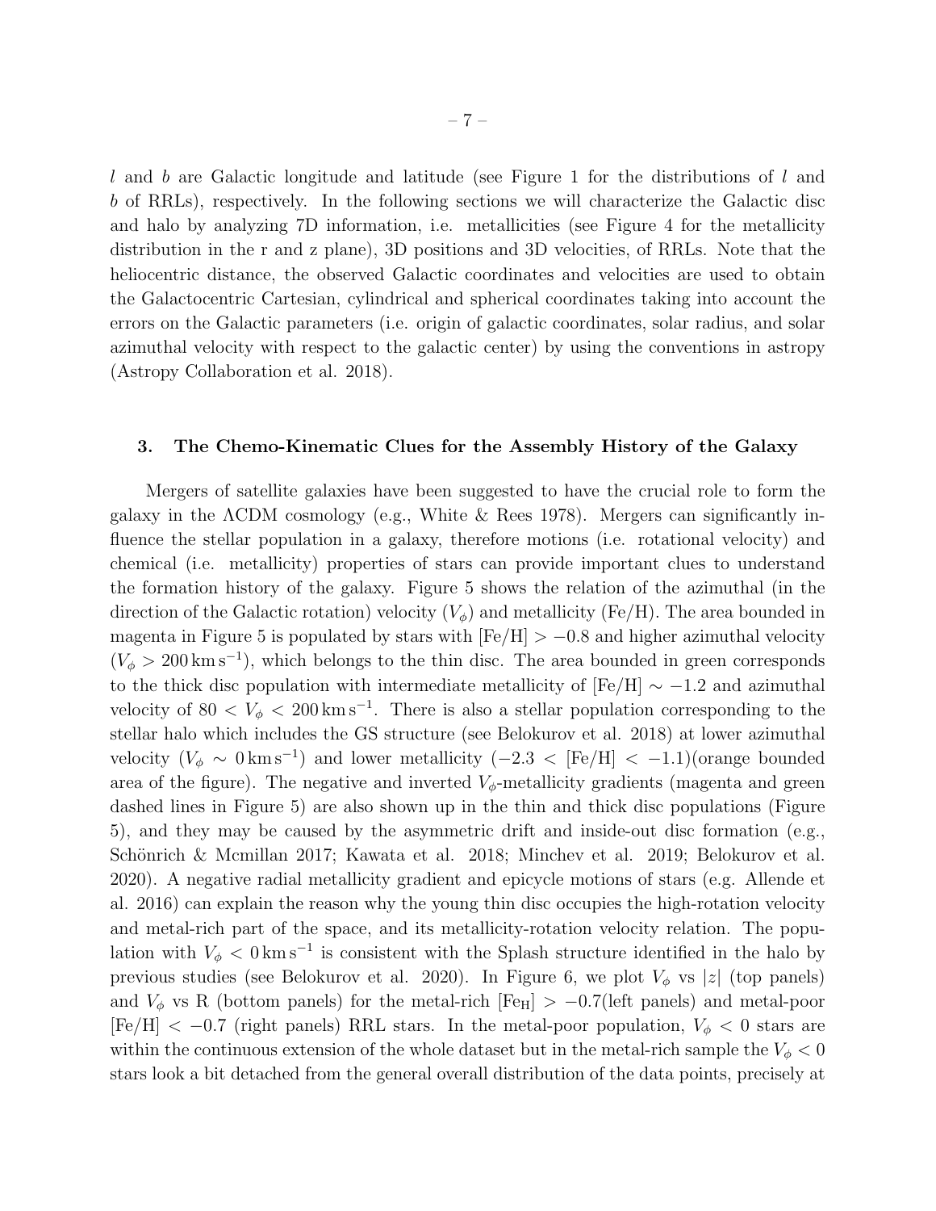$l$ and $b$ are Galactic longitude and latitude (see Figure 1 for the distributions of $l$ and $b$ of RRLs), respectively. In the following sections we will characterize the Galactic disc and halo by analyzing 7D information, i.e. metallicities (see Figure 4 for the metallicity distribution in the r and z plane), 3D positions and 3D velocities, of RRLs. Note that the heliocentric distance, the observed Galactic coordinates and velocities are used to obtain the Galactocentric Cartesian, cylindrical and spherical coordinates taking into account the errors on the Galactic parameters (i.e. origin of galactic coordinates, solar radius, and solar azimuthal velocity with respect to the galactic center) by using the conventions in astropy (Astropy Collaboration et al. 2018).

## 3. The Chemo-Kinematic Clues for the Assembly History of the Galaxy

Mergers of satellite galaxies have been suggested to have the crucial role to form the galaxy in the ΛCDM cosmology (e.g., White & Rees 1978). Mergers can significantly influence the stellar population in a galaxy, therefore motions (i.e. rotational velocity) and chemical (i.e. metallicity) properties of stars can provide important clues to understand the formation history of the galaxy. Figure 5 shows the relation of the azimuthal (in the direction of the Galactic rotation) velocity ($V_\phi$) and metallicity (Fe/H). The area bounded in magenta in Figure 5 is populated by stars with $[Fe/H] > -0.8$ and higher azimuthal velocity ($V_\phi > 200\,\mathrm{km\,s^{-1}}$), which belongs to the thin disc. The area bounded in green corresponds to the thick disc population with intermediate metallicity of $[Fe/H] \sim -1.2$ and azimuthal velocity of $80 < V_\phi < 200\,\mathrm{km\,s^{-1}}$. There is also a stellar population corresponding to the stellar halo which includes the GS structure (see Belokurov et al. 2018) at lower azimuthal velocity ($V_\phi \sim 0\,\mathrm{km\,s^{-1}}$) and lower metallicity ($-2.3 < [Fe/H] < -1.1$)(orange bounded area of the figure). The negative and inverted $V_\phi$-metallicity gradients (magenta and green dashed lines in Figure 5) are also shown up in the thin and thick disc populations (Figure 5), and they may be caused by the asymmetric drift and inside-out disc formation (e.g., Schönrich & Mcmillan 2017; Kawata et al. 2018; Minchev et al. 2019; Belokurov et al. 2020). A negative radial metallicity gradient and epicycle motions of stars (e.g. Allende et al. 2016) can explain the reason why the young thin disc occupies the high-rotation velocity and metal-rich part of the space, and its metallicity-rotation velocity relation. The population with $V_\phi < 0\,\mathrm{km\,s^{-1}}$ is consistent with the Splash structure identified in the halo by previous studies (see Belokurov et al. 2020). In Figure 6, we plot $V_\phi$ vs $|z|$ (top panels) and $V_\phi$ vs R (bottom panels) for the metal-rich $[Fe_H] > -0.7$(left panels) and metal-poor $[Fe/H] < -0.7$ (right panels) RRL stars. In the metal-poor population, $V_\phi < 0$ stars are within the continuous extension of the whole dataset but in the metal-rich sample the $V_\phi < 0$ stars look a bit detached from the general overall distribution of the data points, precisely at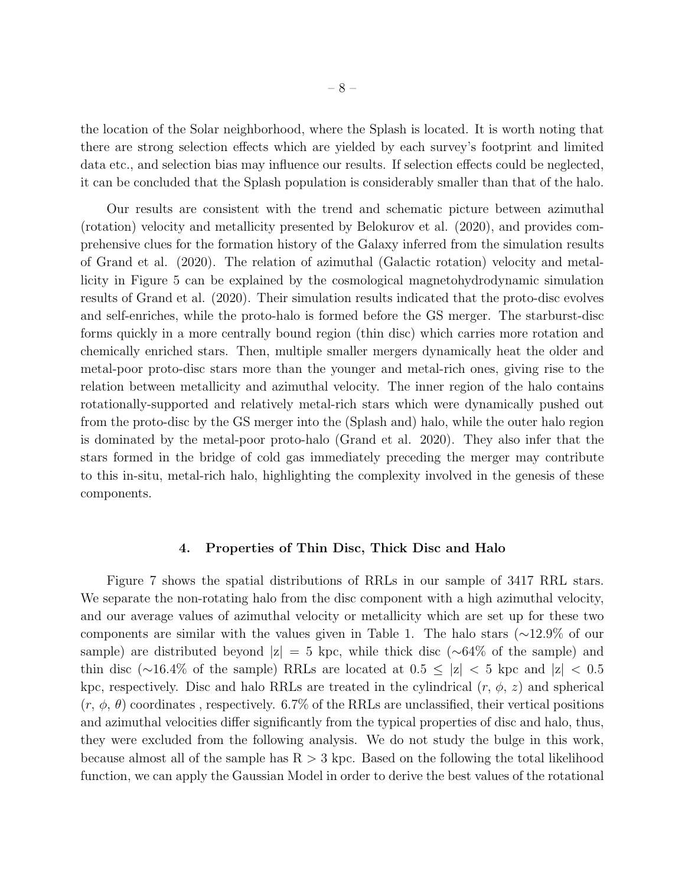the location of the Solar neighborhood, where the Splash is located. It is worth noting that there are strong selection effects which are yielded by each survey's footprint and limited data etc., and selection bias may influence our results. If selection effects could be neglected, it can be concluded that the Splash population is considerably smaller than that of the halo.

Our results are consistent with the trend and schematic picture between azimuthal (rotation) velocity and metallicity presented by Belokurov et al. (2020), and provides comprehensive clues for the formation history of the Galaxy inferred from the simulation results of Grand et al. (2020). The relation of azimuthal (Galactic rotation) velocity and metallicity in Figure 5 can be explained by the cosmological magnetohydrodynamic simulation results of Grand et al. (2020). Their simulation results indicated that the proto-disc evolves and self-enriches, while the proto-halo is formed before the GS merger. The starburst-disc forms quickly in a more centrally bound region (thin disc) which carries more rotation and chemically enriched stars. Then, multiple smaller mergers dynamically heat the older and metal-poor proto-disc stars more than the younger and metal-rich ones, giving rise to the relation between metallicity and azimuthal velocity. The inner region of the halo contains rotationally-supported and relatively metal-rich stars which were dynamically pushed out from the proto-disc by the GS merger into the (Splash and) halo, while the outer halo region is dominated by the metal-poor proto-halo (Grand et al. 2020). They also infer that the stars formed in the bridge of cold gas immediately preceding the merger may contribute to this in-situ, metal-rich halo, highlighting the complexity involved in the genesis of these components.

## 4. Properties of Thin Disc, Thick Disc and Halo

Figure 7 shows the spatial distributions of RRLs in our sample of 3417 RRL stars. We separate the non-rotating halo from the disc component with a high azimuthal velocity, and our average values of azimuthal velocity or metallicity which are set up for these two components are similar with the values given in Table 1. The halo stars ($\sim$12.9% of our sample) are distributed beyond $|z| = 5$ kpc, while thick disc ($\sim$64% of the sample) and thin disc ($\sim$16.4% of the sample) RRLs are located at $0.5 \leq |z| < 5$ kpc and $|z| < 0.5$ kpc, respectively. Disc and halo RRLs are treated in the cylindrical ($r$, $\phi$, $z$) and spherical ($r$, $\phi$, $\theta$) coordinates , respectively. 6.7% of the RRLs are unclassified, their vertical positions and azimuthal velocities differ significantly from the typical properties of disc and halo, thus, they were excluded from the following analysis. We do not study the bulge in this work, because almost all of the sample has $R > 3$ kpc. Based on the following the total likelihood function, we can apply the Gaussian Model in order to derive the best values of the rotational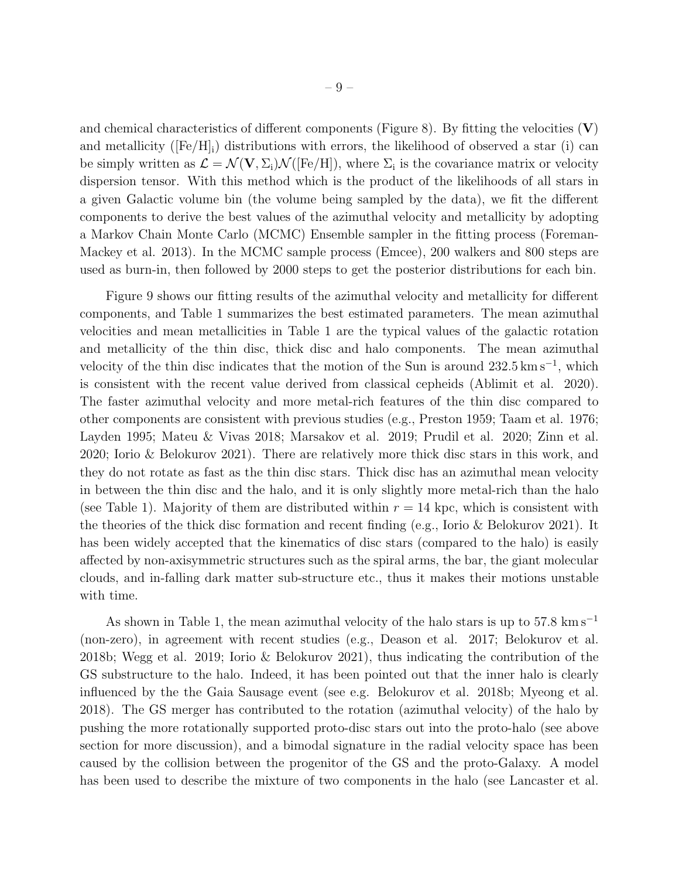and chemical characteristics of different components (Figure 8). By fitting the velocities ($\mathbf{V}$) and metallicity ($[\mathrm{Fe/H}]_{\mathrm{i}}$) distributions with errors, the likelihood of observed a star (i) can be simply written as $\mathcal{L} = \mathcal{N}(\mathbf{V}, \Sigma_{\mathrm{i}})\mathcal{N}([\mathrm{Fe/H}])$, where $\Sigma_{\mathrm{i}}$ is the covariance matrix or velocity dispersion tensor. With this method which is the product of the likelihoods of all stars in a given Galactic volume bin (the volume being sampled by the data), we fit the different components to derive the best values of the azimuthal velocity and metallicity by adopting a Markov Chain Monte Carlo (MCMC) Ensemble sampler in the fitting process (Foreman-Mackey et al. 2013). In the MCMC sample process (Emcee), 200 walkers and 800 steps are used as burn-in, then followed by 2000 steps to get the posterior distributions for each bin.

Figure 9 shows our fitting results of the azimuthal velocity and metallicity for different components, and Table 1 summarizes the best estimated parameters. The mean azimuthal velocities and mean metallicities in Table 1 are the typical values of the galactic rotation and metallicity of the thin disc, thick disc and halo components. The mean azimuthal velocity of the thin disc indicates that the motion of the Sun is around $232.5\,\mathrm{km\,s^{-1}}$, which is consistent with the recent value derived from classical cepheids (Ablimit et al. 2020). The faster azimuthal velocity and more metal-rich features of the thin disc compared to other components are consistent with previous studies (e.g., Preston 1959; Taam et al. 1976; Layden 1995; Mateu & Vivas 2018; Marsakov et al. 2019; Prudil et al. 2020; Zinn et al. 2020; Iorio & Belokurov 2021). There are relatively more thick disc stars in this work, and they do not rotate as fast as the thin disc stars. Thick disc has an azimuthal mean velocity in between the thin disc and the halo, and it is only slightly more metal-rich than the halo (see Table 1). Majority of them are distributed within $r = 14$ kpc, which is consistent with the theories of the thick disc formation and recent finding (e.g., Iorio & Belokurov 2021). It has been widely accepted that the kinematics of disc stars (compared to the halo) is easily affected by non-axisymmetric structures such as the spiral arms, the bar, the giant molecular clouds, and in-falling dark matter sub-structure etc., thus it makes their motions unstable with time.

As shown in Table 1, the mean azimuthal velocity of the halo stars is up to $57.8\,\mathrm{km\,s^{-1}}$ (non-zero), in agreement with recent studies (e.g., Deason et al. 2017; Belokurov et al. 2018b; Wegg et al. 2019; Iorio & Belokurov 2021), thus indicating the contribution of the GS substructure to the halo. Indeed, it has been pointed out that the inner halo is clearly influenced by the the Gaia Sausage event (see e.g. Belokurov et al. 2018b; Myeong et al. 2018). The GS merger has contributed to the rotation (azimuthal velocity) of the halo by pushing the more rotationally supported proto-disc stars out into the proto-halo (see above section for more discussion), and a bimodal signature in the radial velocity space has been caused by the collision between the progenitor of the GS and the proto-Galaxy. A model has been used to describe the mixture of two components in the halo (see Lancaster et al.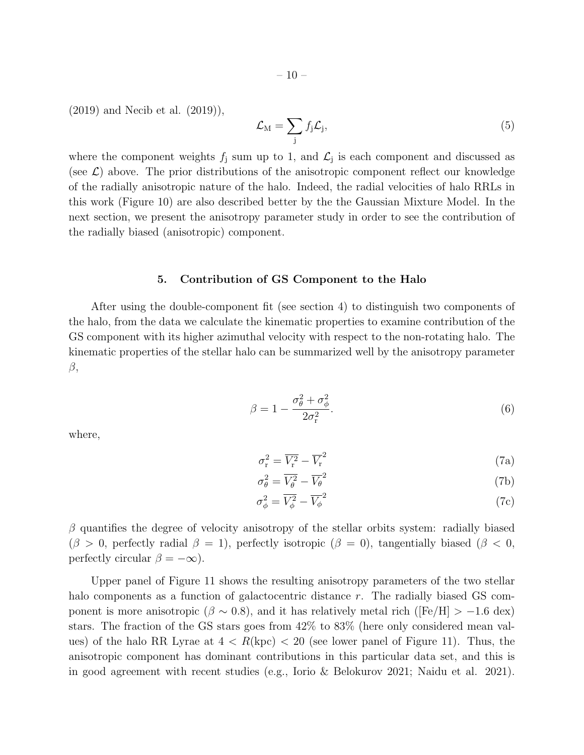(2019) and Necib et al. (2019)),

$$\mathcal{L}_{\rm M} = \sum_{\rm j} f_{\rm j} \mathcal{L}_{\rm j}, \tag{5}$$

where the component weights $f_{\rm j}$ sum up to 1, and $\mathcal{L}_{\rm j}$ is each component and discussed as (see $\mathcal{L}$) above. The prior distributions of the anisotropic component reflect our knowledge of the radially anisotropic nature of the halo. Indeed, the radial velocities of halo RRLs in this work (Figure 10) are also described better by the the Gaussian Mixture Model. In the next section, we present the anisotropy parameter study in order to see the contribution of the radially biased (anisotropic) component.

## 5. Contribution of GS Component to the Halo

After using the double-component fit (see section 4) to distinguish two components of the halo, from the data we calculate the kinematic properties to examine contribution of the GS component with its higher azimuthal velocity with respect to the non-rotating halo. The kinematic properties of the stellar halo can be summarized well by the anisotropy parameter $\beta$,

$$\beta = 1 - \frac{\sigma_\theta^2 + \sigma_\phi^2}{2\sigma_{\rm r}^2}. \tag{6}$$

where,

$$\sigma_{\rm r}^2 = \overline{V_{\rm r}^2} - \overline{V_{\rm r}}^2 \tag{7a}$$

$$\sigma_\theta^2 = \overline{V_\theta^2} - \overline{V_\theta}^2 \tag{7b}$$

$$\sigma_\phi^2 = \overline{V_\phi^2} - \overline{V_\phi}^2 \tag{7c}$$

$\beta$ quantifies the degree of velocity anisotropy of the stellar orbits system: radially biased ($\beta > 0$, perfectly radial $\beta = 1$), perfectly isotropic ($\beta = 0$), tangentially biased ($\beta < 0$, perfectly circular $\beta = -\infty$).

Upper panel of Figure 11 shows the resulting anisotropy parameters of the two stellar halo components as a function of galactocentric distance $r$. The radially biased GS component is more anisotropic ($\beta \sim 0.8$), and it has relatively metal rich ([Fe/H] $> -1.6$ dex) stars. The fraction of the GS stars goes from 42% to 83% (here only considered mean values) of the halo RR Lyrae at $4 < R$(kpc) $< 20$ (see lower panel of Figure 11). Thus, the anisotropic component has dominant contributions in this particular data set, and this is in good agreement with recent studies (e.g., Iorio & Belokurov 2021; Naidu et al. 2021).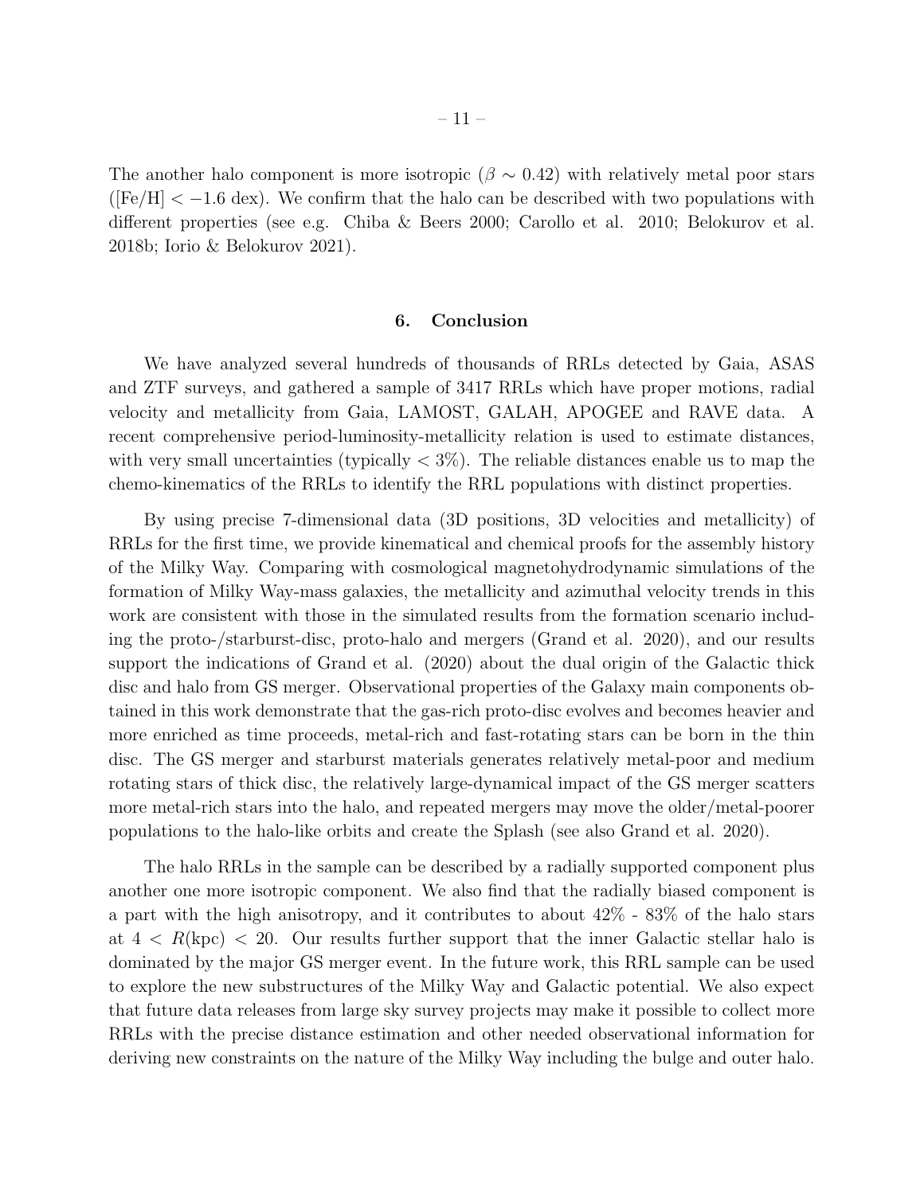The another halo component is more isotropic ($\beta \sim 0.42$) with relatively metal poor stars ([Fe/H] $< -1.6$ dex). We confirm that the halo can be described with two populations with different properties (see e.g. Chiba & Beers 2000; Carollo et al. 2010; Belokurov et al. 2018b; Iorio & Belokurov 2021).

## 6. Conclusion

We have analyzed several hundreds of thousands of RRLs detected by Gaia, ASAS and ZTF surveys, and gathered a sample of 3417 RRLs which have proper motions, radial velocity and metallicity from Gaia, LAMOST, GALAH, APOGEE and RAVE data. A recent comprehensive period-luminosity-metallicity relation is used to estimate distances, with very small uncertainties (typically $< 3\%$). The reliable distances enable us to map the chemo-kinematics of the RRLs to identify the RRL populations with distinct properties.

By using precise 7-dimensional data (3D positions, 3D velocities and metallicity) of RRLs for the first time, we provide kinematical and chemical proofs for the assembly history of the Milky Way. Comparing with cosmological magnetohydrodynamic simulations of the formation of Milky Way-mass galaxies, the metallicity and azimuthal velocity trends in this work are consistent with those in the simulated results from the formation scenario including the proto-/starburst-disc, proto-halo and mergers (Grand et al. 2020), and our results support the indications of Grand et al. (2020) about the dual origin of the Galactic thick disc and halo from GS merger. Observational properties of the Galaxy main components obtained in this work demonstrate that the gas-rich proto-disc evolves and becomes heavier and more enriched as time proceeds, metal-rich and fast-rotating stars can be born in the thin disc. The GS merger and starburst materials generates relatively metal-poor and medium rotating stars of thick disc, the relatively large-dynamical impact of the GS merger scatters more metal-rich stars into the halo, and repeated mergers may move the older/metal-poorer populations to the halo-like orbits and create the Splash (see also Grand et al. 2020).

The halo RRLs in the sample can be described by a radially supported component plus another one more isotropic component. We also find that the radially biased component is a part with the high anisotropy, and it contributes to about 42% - 83% of the halo stars at $4 < R(\mathrm{kpc}) < 20$. Our results further support that the inner Galactic stellar halo is dominated by the major GS merger event. In the future work, this RRL sample can be used to explore the new substructures of the Milky Way and Galactic potential. We also expect that future data releases from large sky survey projects may make it possible to collect more RRLs with the precise distance estimation and other needed observational information for deriving new constraints on the nature of the Milky Way including the bulge and outer halo.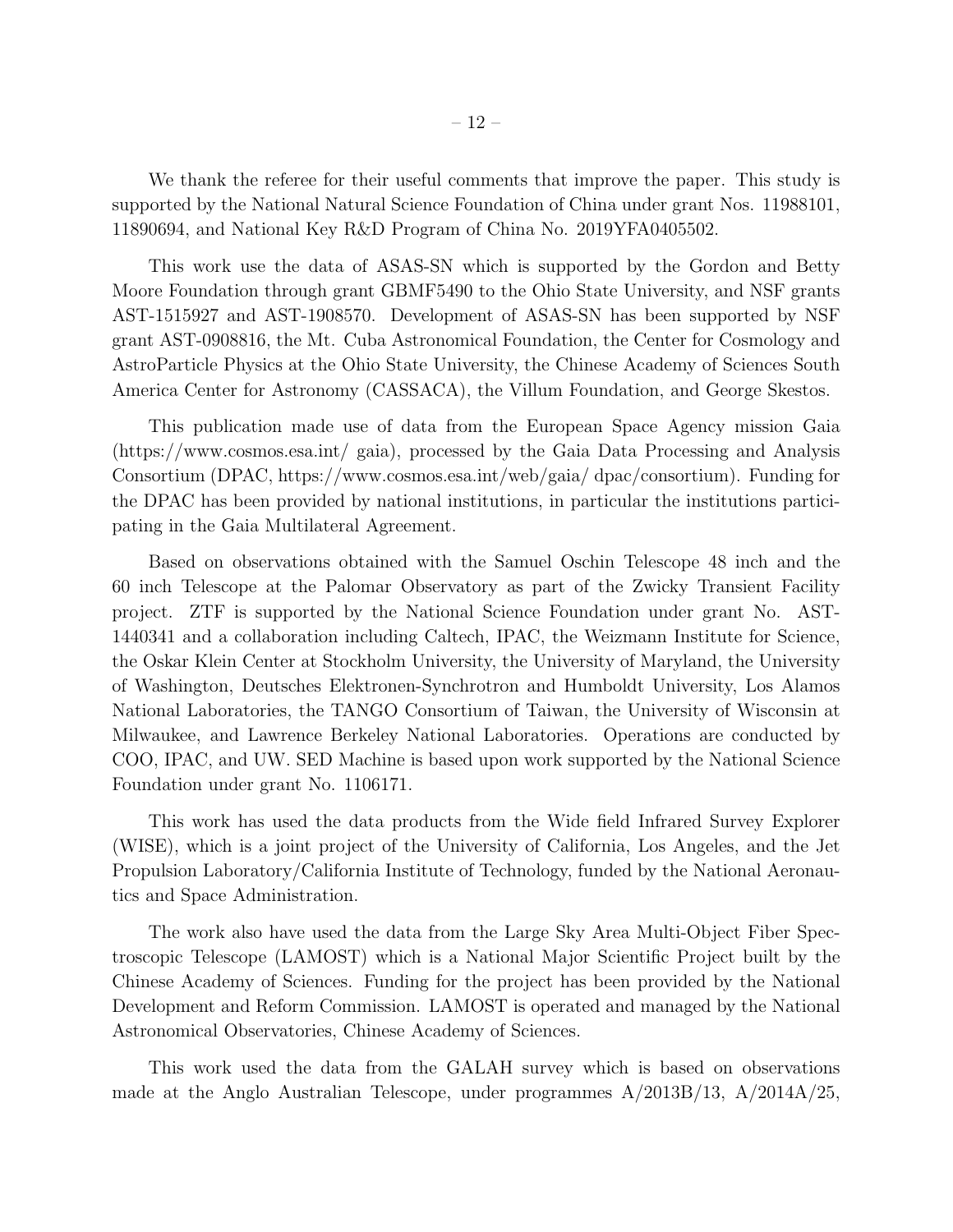We thank the referee for their useful comments that improve the paper. This study is supported by the National Natural Science Foundation of China under grant Nos. 11988101, 11890694, and National Key R&D Program of China No. 2019YFA0405502.

This work use the data of ASAS-SN which is supported by the Gordon and Betty Moore Foundation through grant GBMF5490 to the Ohio State University, and NSF grants AST-1515927 and AST-1908570. Development of ASAS-SN has been supported by NSF grant AST-0908816, the Mt. Cuba Astronomical Foundation, the Center for Cosmology and AstroParticle Physics at the Ohio State University, the Chinese Academy of Sciences South America Center for Astronomy (CASSACA), the Villum Foundation, and George Skestos.

This publication made use of data from the European Space Agency mission Gaia (https://www.cosmos.esa.int/ gaia), processed by the Gaia Data Processing and Analysis Consortium (DPAC, https://www.cosmos.esa.int/web/gaia/ dpac/consortium). Funding for the DPAC has been provided by national institutions, in particular the institutions participating in the Gaia Multilateral Agreement.

Based on observations obtained with the Samuel Oschin Telescope 48 inch and the 60 inch Telescope at the Palomar Observatory as part of the Zwicky Transient Facility project. ZTF is supported by the National Science Foundation under grant No. AST-1440341 and a collaboration including Caltech, IPAC, the Weizmann Institute for Science, the Oskar Klein Center at Stockholm University, the University of Maryland, the University of Washington, Deutsches Elektronen-Synchrotron and Humboldt University, Los Alamos National Laboratories, the TANGO Consortium of Taiwan, the University of Wisconsin at Milwaukee, and Lawrence Berkeley National Laboratories. Operations are conducted by COO, IPAC, and UW. SED Machine is based upon work supported by the National Science Foundation under grant No. 1106171.

This work has used the data products from the Wide field Infrared Survey Explorer (WISE), which is a joint project of the University of California, Los Angeles, and the Jet Propulsion Laboratory/California Institute of Technology, funded by the National Aeronautics and Space Administration.

The work also have used the data from the Large Sky Area Multi-Object Fiber Spectroscopic Telescope (LAMOST) which is a National Major Scientific Project built by the Chinese Academy of Sciences. Funding for the project has been provided by the National Development and Reform Commission. LAMOST is operated and managed by the National Astronomical Observatories, Chinese Academy of Sciences.

This work used the data from the GALAH survey which is based on observations made at the Anglo Australian Telescope, under programmes A/2013B/13, A/2014A/25,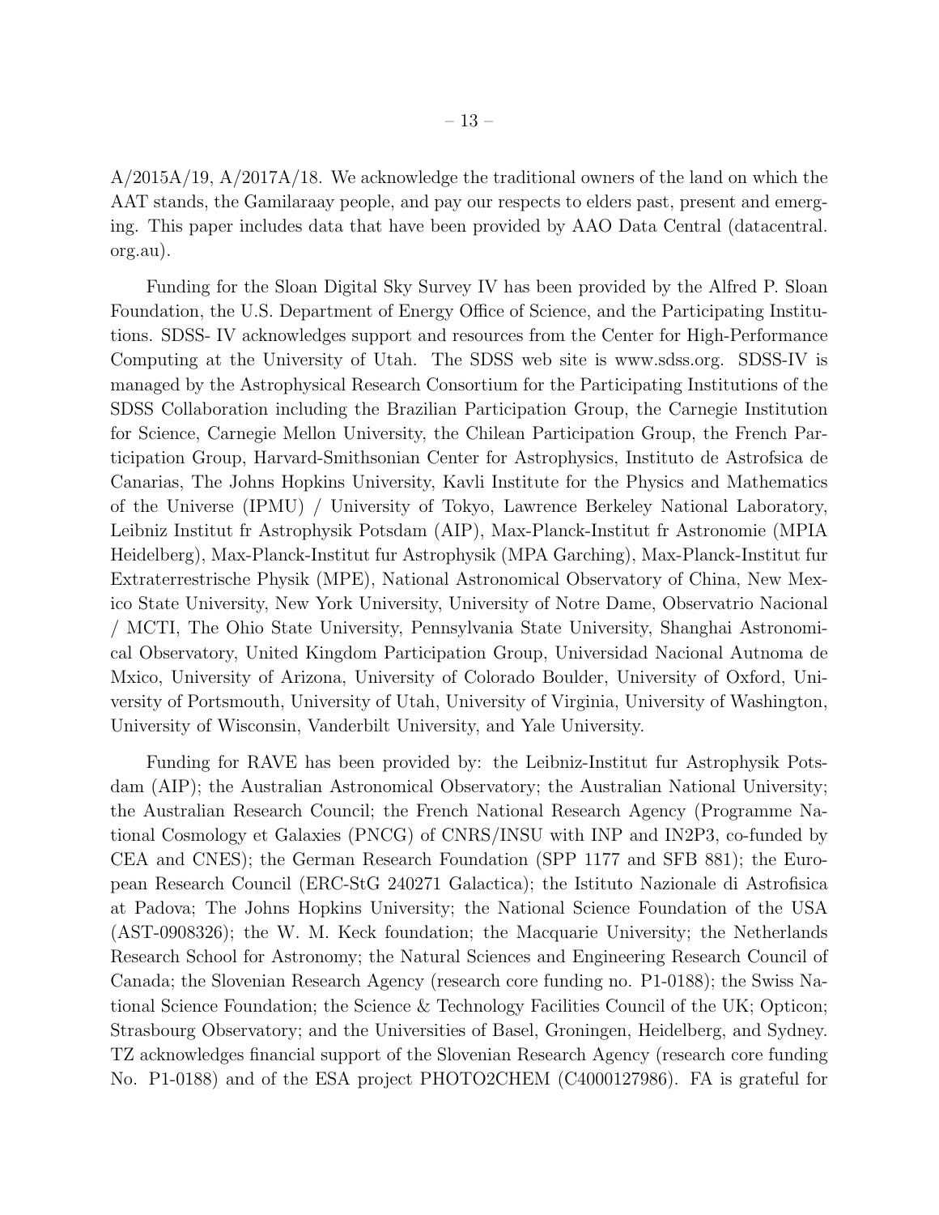A/2015A/19, A/2017A/18. We acknowledge the traditional owners of the land on which the AAT stands, the Gamilaraay people, and pay our respects to elders past, present and emerging. This paper includes data that have been provided by AAO Data Central (datacentral.org.au).

Funding for the Sloan Digital Sky Survey IV has been provided by the Alfred P. Sloan Foundation, the U.S. Department of Energy Office of Science, and the Participating Institutions. SDSS- IV acknowledges support and resources from the Center for High-Performance Computing at the University of Utah. The SDSS web site is www.sdss.org. SDSS-IV is managed by the Astrophysical Research Consortium for the Participating Institutions of the SDSS Collaboration including the Brazilian Participation Group, the Carnegie Institution for Science, Carnegie Mellon University, the Chilean Participation Group, the French Participation Group, Harvard-Smithsonian Center for Astrophysics, Instituto de Astrofsica de Canarias, The Johns Hopkins University, Kavli Institute for the Physics and Mathematics of the Universe (IPMU) / University of Tokyo, Lawrence Berkeley National Laboratory, Leibniz Institut fr Astrophysik Potsdam (AIP), Max-Planck-Institut fr Astronomie (MPIA Heidelberg), Max-Planck-Institut fur Astrophysik (MPA Garching), Max-Planck-Institut fur Extraterrestrische Physik (MPE), National Astronomical Observatory of China, New Mexico State University, New York University, University of Notre Dame, Observatrio Nacional / MCTI, The Ohio State University, Pennsylvania State University, Shanghai Astronomical Observatory, United Kingdom Participation Group, Universidad Nacional Autnoma de Mxico, University of Arizona, University of Colorado Boulder, University of Oxford, University of Portsmouth, University of Utah, University of Virginia, University of Washington, University of Wisconsin, Vanderbilt University, and Yale University.

Funding for RAVE has been provided by: the Leibniz-Institut fur Astrophysik Potsdam (AIP); the Australian Astronomical Observatory; the Australian National University; the Australian Research Council; the French National Research Agency (Programme National Cosmology et Galaxies (PNCG) of CNRS/INSU with INP and IN2P3, co-funded by CEA and CNES); the German Research Foundation (SPP 1177 and SFB 881); the European Research Council (ERC-StG 240271 Galactica); the Istituto Nazionale di Astrofisica at Padova; The Johns Hopkins University; the National Science Foundation of the USA (AST-0908326); the W. M. Keck foundation; the Macquarie University; the Netherlands Research School for Astronomy; the Natural Sciences and Engineering Research Council of Canada; the Slovenian Research Agency (research core funding no. P1-0188); the Swiss National Science Foundation; the Science & Technology Facilities Council of the UK; Opticon; Strasbourg Observatory; and the Universities of Basel, Groningen, Heidelberg, and Sydney. TZ acknowledges financial support of the Slovenian Research Agency (research core funding No. P1-0188) and of the ESA project PHOTO2CHEM (C4000127986). FA is grateful for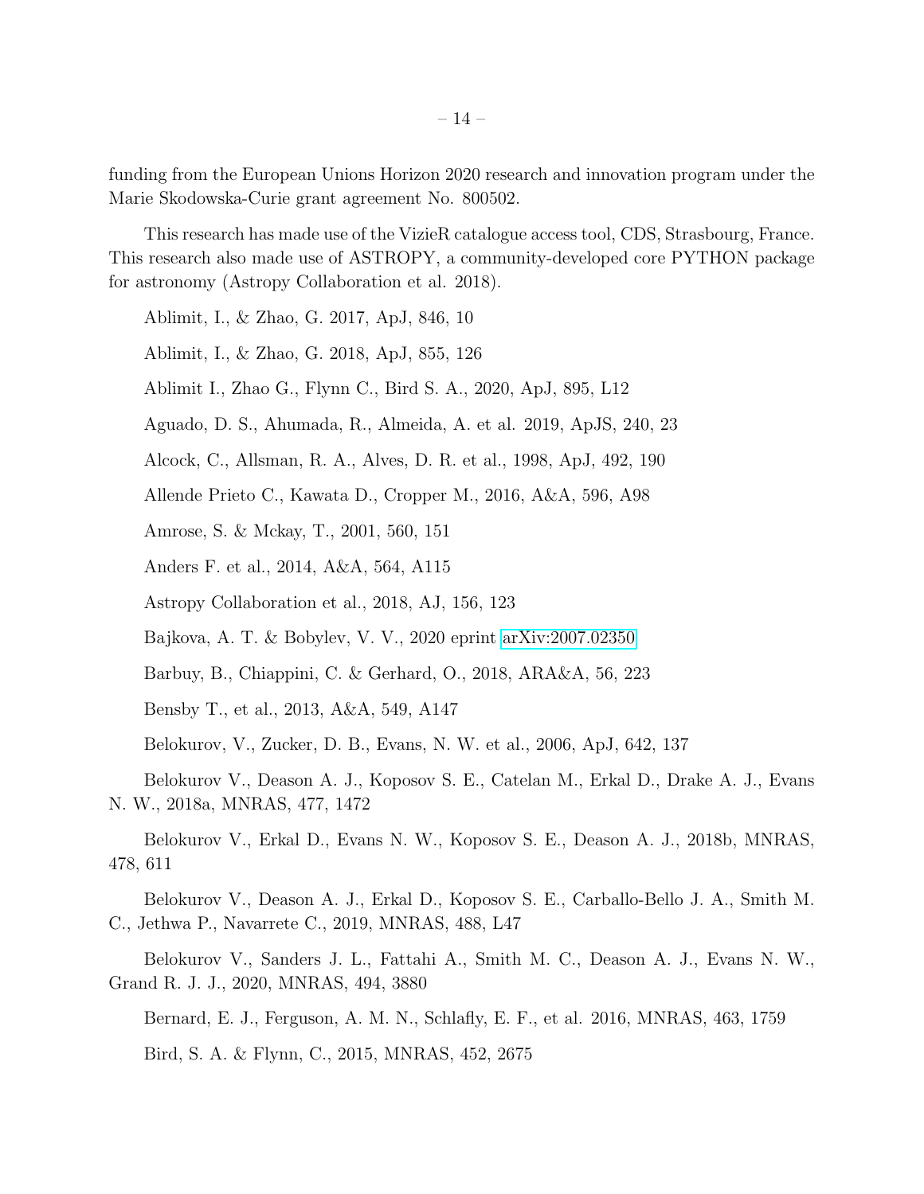funding from the European Unions Horizon 2020 research and innovation program under the Marie Skodowska-Curie grant agreement No. 800502.

This research has made use of the VizieR catalogue access tool, CDS, Strasbourg, France. This research also made use of ASTROPY, a community-developed core PYTHON package for astronomy (Astropy Collaboration et al. 2018).

Ablimit, I., & Zhao, G. 2017, ApJ, 846, 10

Ablimit, I., & Zhao, G. 2018, ApJ, 855, 126

Ablimit I., Zhao G., Flynn C., Bird S. A., 2020, ApJ, 895, L12

Aguado, D. S., Ahumada, R., Almeida, A. et al. 2019, ApJS, 240, 23

Alcock, C., Allsman, R. A., Alves, D. R. et al., 1998, ApJ, 492, 190

Allende Prieto C., Kawata D., Cropper M., 2016, A&A, 596, A98

Amrose, S. & Mckay, T., 2001, 560, 151

Anders F. et al., 2014, A&A, 564, A115

Astropy Collaboration et al., 2018, AJ, 156, 123

Bajkova, A. T. & Bobylev, V. V., 2020 eprint arXiv:2007.02350

Barbuy, B., Chiappini, C. & Gerhard, O., 2018, ARA&A, 56, 223

Bensby T., et al., 2013, A&A, 549, A147

Belokurov, V., Zucker, D. B., Evans, N. W. et al., 2006, ApJ, 642, 137

Belokurov V., Deason A. J., Koposov S. E., Catelan M., Erkal D., Drake A. J., Evans N. W., 2018a, MNRAS, 477, 1472

Belokurov V., Erkal D., Evans N. W., Koposov S. E., Deason A. J., 2018b, MNRAS, 478, 611

Belokurov V., Deason A. J., Erkal D., Koposov S. E., Carballo-Bello J. A., Smith M. C., Jethwa P., Navarrete C., 2019, MNRAS, 488, L47

Belokurov V., Sanders J. L., Fattahi A., Smith M. C., Deason A. J., Evans N. W., Grand R. J. J., 2020, MNRAS, 494, 3880

Bernard, E. J., Ferguson, A. M. N., Schlafly, E. F., et al. 2016, MNRAS, 463, 1759

Bird, S. A. & Flynn, C., 2015, MNRAS, 452, 2675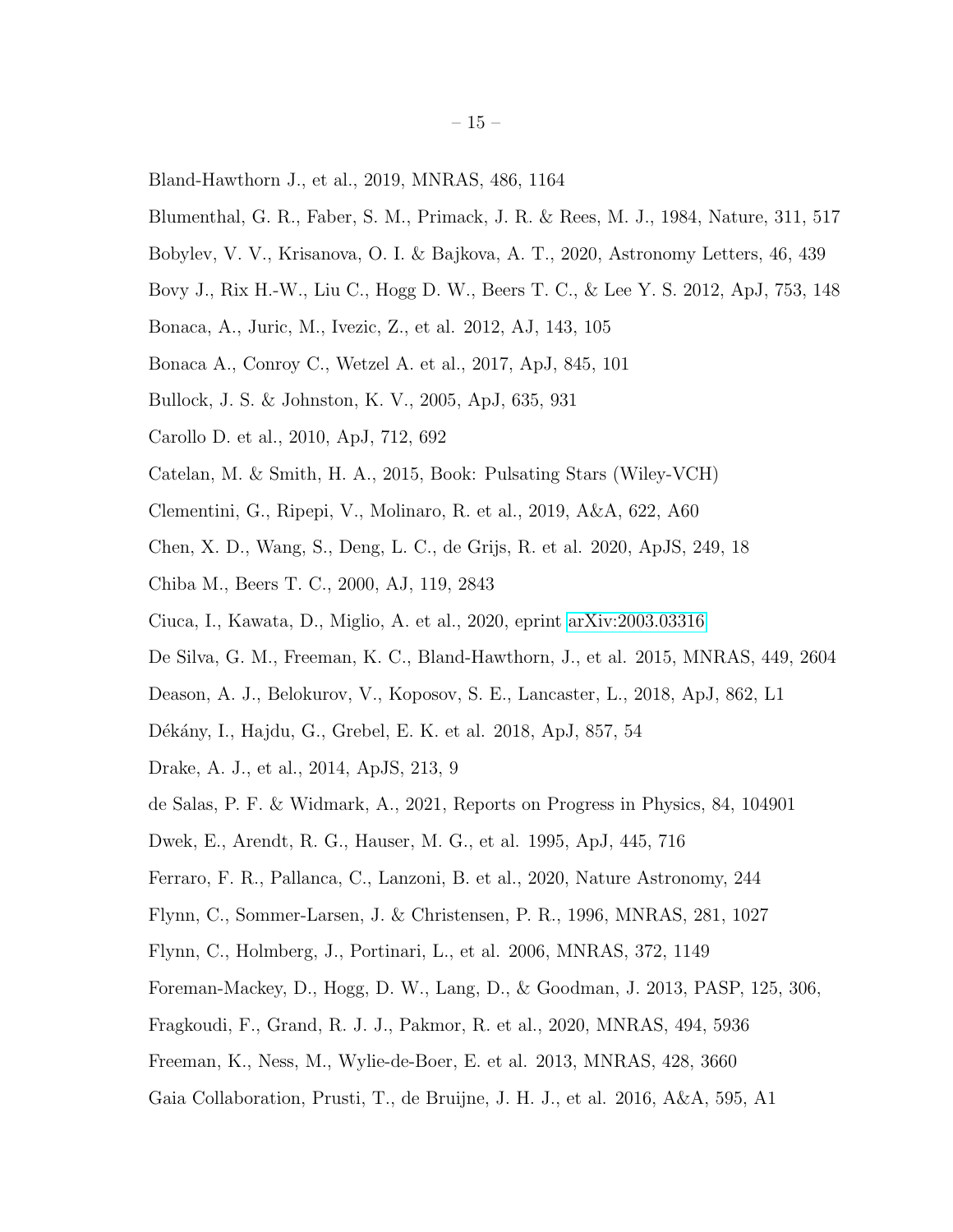Bland-Hawthorn J., et al., 2019, MNRAS, 486, 1164

Blumenthal, G. R., Faber, S. M., Primack, J. R. & Rees, M. J., 1984, Nature, 311, 517

Bobylev, V. V., Krisanova, O. I. & Bajkova, A. T., 2020, Astronomy Letters, 46, 439

Bovy J., Rix H.-W., Liu C., Hogg D. W., Beers T. C., & Lee Y. S. 2012, ApJ, 753, 148

Bonaca, A., Juric, M., Ivezic, Z., et al. 2012, AJ, 143, 105

Bonaca A., Conroy C., Wetzel A. et al., 2017, ApJ, 845, 101

Bullock, J. S. & Johnston, K. V., 2005, ApJ, 635, 931

Carollo D. et al., 2010, ApJ, 712, 692

Catelan, M. & Smith, H. A., 2015, Book: Pulsating Stars (Wiley-VCH)

Clementini, G., Ripepi, V., Molinaro, R. et al., 2019, A&A, 622, A60

Chen, X. D., Wang, S., Deng, L. C., de Grijs, R. et al. 2020, ApJS, 249, 18

Chiba M., Beers T. C., 2000, AJ, 119, 2843

Ciuca, I., Kawata, D., Miglio, A. et al., 2020, eprint arXiv:2003.03316

De Silva, G. M., Freeman, K. C., Bland-Hawthorn, J., et al. 2015, MNRAS, 449, 2604

Deason, A. J., Belokurov, V., Koposov, S. E., Lancaster, L., 2018, ApJ, 862, L1

Dékány, I., Hajdu, G., Grebel, E. K. et al. 2018, ApJ, 857, 54

Drake, A. J., et al., 2014, ApJS, 213, 9

de Salas, P. F. & Widmark, A., 2021, Reports on Progress in Physics, 84, 104901

Dwek, E., Arendt, R. G., Hauser, M. G., et al. 1995, ApJ, 445, 716

Ferraro, F. R., Pallanca, C., Lanzoni, B. et al., 2020, Nature Astronomy, 244

Flynn, C., Sommer-Larsen, J. & Christensen, P. R., 1996, MNRAS, 281, 1027

Flynn, C., Holmberg, J., Portinari, L., et al. 2006, MNRAS, 372, 1149

Foreman-Mackey, D., Hogg, D. W., Lang, D., & Goodman, J. 2013, PASP, 125, 306,

Fragkoudi, F., Grand, R. J. J., Pakmor, R. et al., 2020, MNRAS, 494, 5936

Freeman, K., Ness, M., Wylie-de-Boer, E. et al. 2013, MNRAS, 428, 3660

Gaia Collaboration, Prusti, T., de Bruijne, J. H. J., et al. 2016, A&A, 595, A1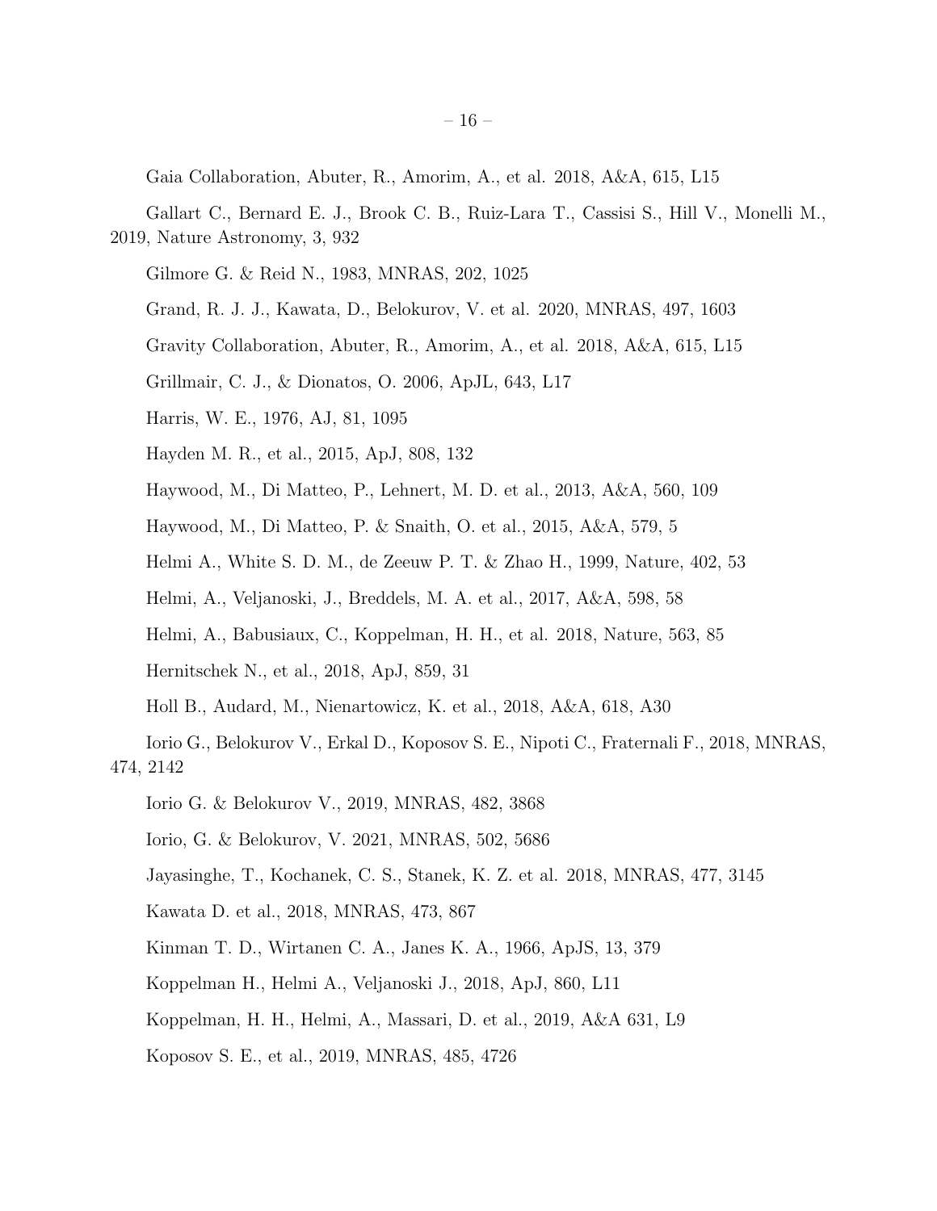Gaia Collaboration, Abuter, R., Amorim, A., et al. 2018, A&A, 615, L15

Gallart C., Bernard E. J., Brook C. B., Ruiz-Lara T., Cassisi S., Hill V., Monelli M., 2019, Nature Astronomy, 3, 932

Gilmore G. & Reid N., 1983, MNRAS, 202, 1025

Grand, R. J. J., Kawata, D., Belokurov, V. et al. 2020, MNRAS, 497, 1603

Gravity Collaboration, Abuter, R., Amorim, A., et al. 2018, A&A, 615, L15

Grillmair, C. J., & Dionatos, O. 2006, ApJL, 643, L17

Harris, W. E., 1976, AJ, 81, 1095

Hayden M. R., et al., 2015, ApJ, 808, 132

Haywood, M., Di Matteo, P., Lehnert, M. D. et al., 2013, A&A, 560, 109

Haywood, M., Di Matteo, P. & Snaith, O. et al., 2015, A&A, 579, 5

Helmi A., White S. D. M., de Zeeuw P. T. & Zhao H., 1999, Nature, 402, 53

Helmi, A., Veljanoski, J., Breddels, M. A. et al., 2017, A&A, 598, 58

Helmi, A., Babusiaux, C., Koppelman, H. H., et al. 2018, Nature, 563, 85

Hernitschek N., et al., 2018, ApJ, 859, 31

Holl B., Audard, M., Nienartowicz, K. et al., 2018, A&A, 618, A30

Iorio G., Belokurov V., Erkal D., Koposov S. E., Nipoti C., Fraternali F., 2018, MNRAS, 474, 2142

Iorio G. & Belokurov V., 2019, MNRAS, 482, 3868

Iorio, G. & Belokurov, V. 2021, MNRAS, 502, 5686

Jayasinghe, T., Kochanek, C. S., Stanek, K. Z. et al. 2018, MNRAS, 477, 3145

Kawata D. et al., 2018, MNRAS, 473, 867

Kinman T. D., Wirtanen C. A., Janes K. A., 1966, ApJS, 13, 379

Koppelman H., Helmi A., Veljanoski J., 2018, ApJ, 860, L11

Koppelman, H. H., Helmi, A., Massari, D. et al., 2019, A&A 631, L9

Koposov S. E., et al., 2019, MNRAS, 485, 4726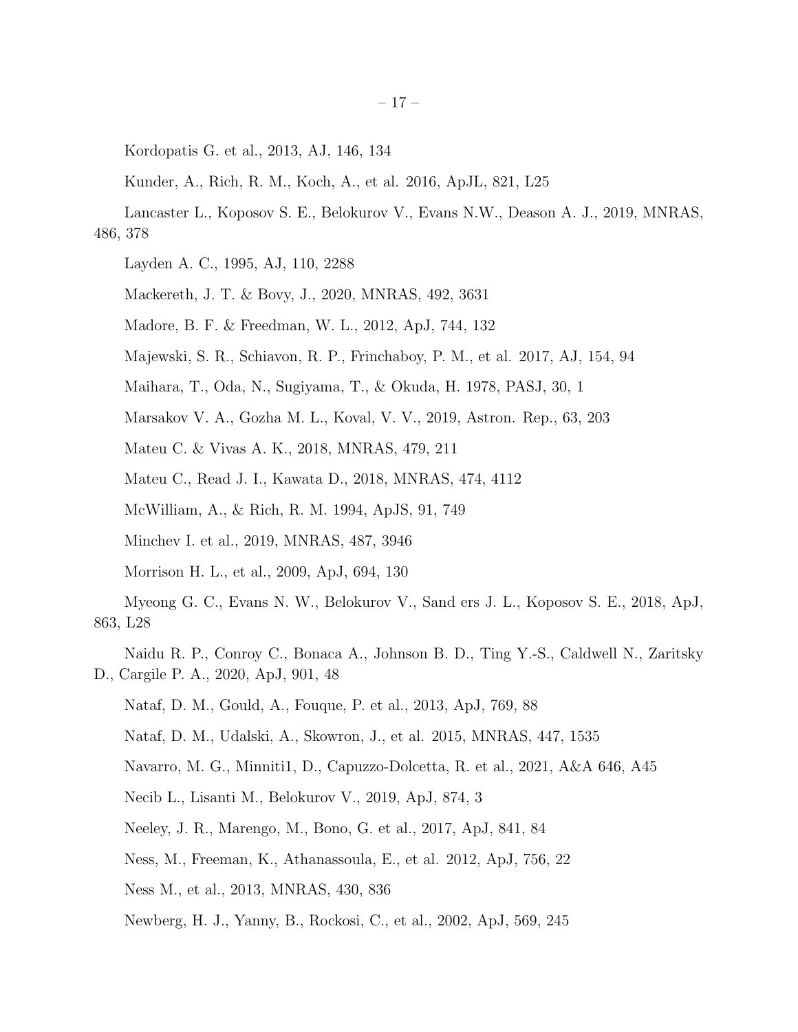Kordopatis G. et al., 2013, AJ, 146, 134

Kunder, A., Rich, R. M., Koch, A., et al. 2016, ApJL, 821, L25

Lancaster L., Koposov S. E., Belokurov V., Evans N.W., Deason A. J., 2019, MNRAS, 486, 378

Layden A. C., 1995, AJ, 110, 2288

Mackereth, J. T. & Bovy, J., 2020, MNRAS, 492, 3631

Madore, B. F. & Freedman, W. L., 2012, ApJ, 744, 132

Majewski, S. R., Schiavon, R. P., Frinchaboy, P. M., et al. 2017, AJ, 154, 94

Maihara, T., Oda, N., Sugiyama, T., & Okuda, H. 1978, PASJ, 30, 1

Marsakov V. A., Gozha M. L., Koval, V. V., 2019, Astron. Rep., 63, 203

Mateu C. & Vivas A. K., 2018, MNRAS, 479, 211

Mateu C., Read J. I., Kawata D., 2018, MNRAS, 474, 4112

McWilliam, A., & Rich, R. M. 1994, ApJS, 91, 749

Minchev I. et al., 2019, MNRAS, 487, 3946

Morrison H. L., et al., 2009, ApJ, 694, 130

Myeong G. C., Evans N. W., Belokurov V., Sand ers J. L., Koposov S. E., 2018, ApJ, 863, L28

Naidu R. P., Conroy C., Bonaca A., Johnson B. D., Ting Y.-S., Caldwell N., Zaritsky D., Cargile P. A., 2020, ApJ, 901, 48

Nataf, D. M., Gould, A., Fouque, P. et al., 2013, ApJ, 769, 88

Nataf, D. M., Udalski, A., Skowron, J., et al. 2015, MNRAS, 447, 1535

Navarro, M. G., Minniti1, D., Capuzzo-Dolcetta, R. et al., 2021, A&A 646, A45

Necib L., Lisanti M., Belokurov V., 2019, ApJ, 874, 3

Neeley, J. R., Marengo, M., Bono, G. et al., 2017, ApJ, 841, 84

Ness, M., Freeman, K., Athanassoula, E., et al. 2012, ApJ, 756, 22

Ness M., et al., 2013, MNRAS, 430, 836

Newberg, H. J., Yanny, B., Rockosi, C., et al., 2002, ApJ, 569, 245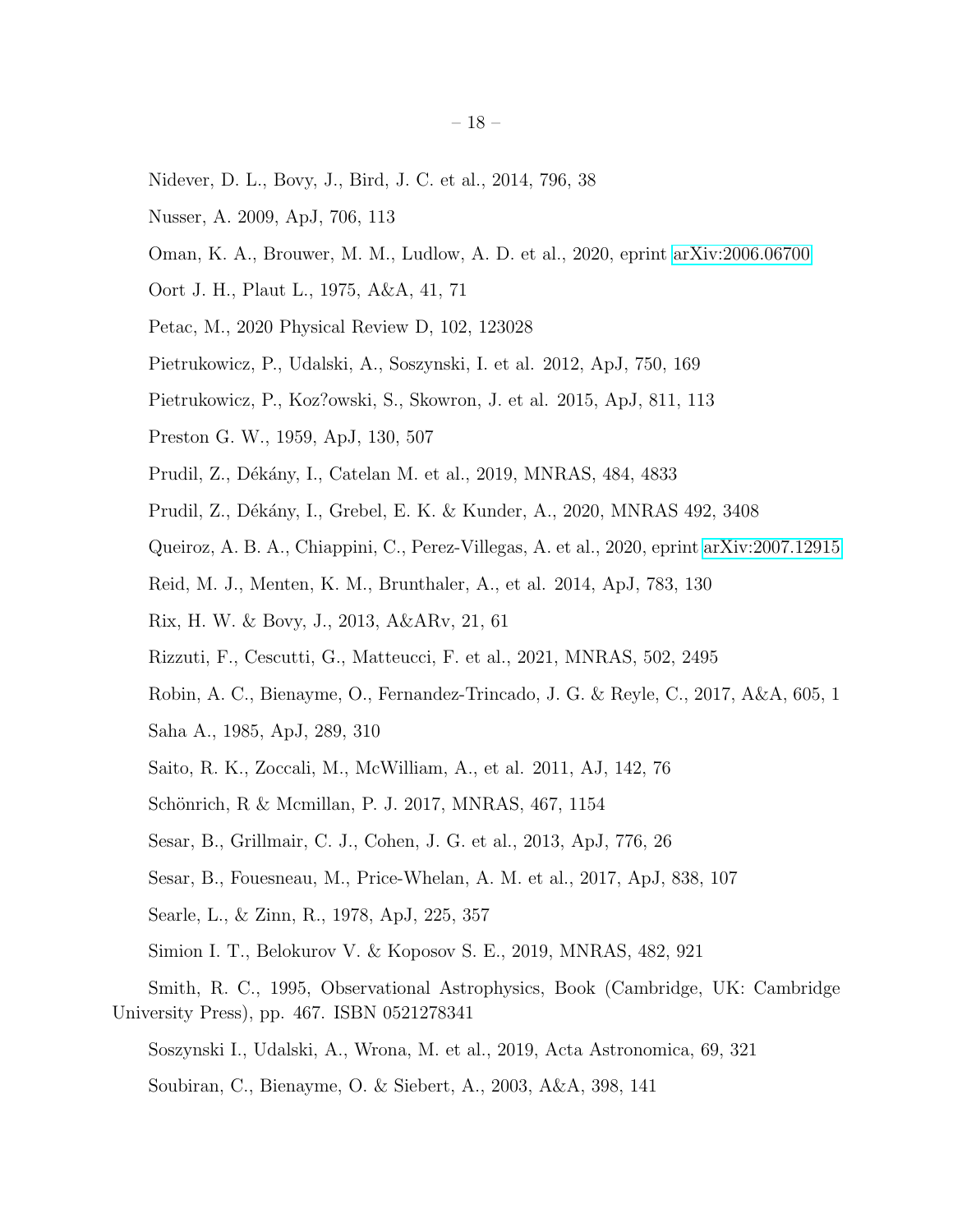Nidever, D. L., Bovy, J., Bird, J. C. et al., 2014, 796, 38

Nusser, A. 2009, ApJ, 706, 113

Oman, K. A., Brouwer, M. M., Ludlow, A. D. et al., 2020, eprint arXiv:2006.06700

Oort J. H., Plaut L., 1975, A&A, 41, 71

Petac, M., 2020 Physical Review D, 102, 123028

Pietrukowicz, P., Udalski, A., Soszynski, I. et al. 2012, ApJ, 750, 169

Pietrukowicz, P., Koz?owski, S., Skowron, J. et al. 2015, ApJ, 811, 113

Preston G. W., 1959, ApJ, 130, 507

Prudil, Z., Dékány, I., Catelan M. et al., 2019, MNRAS, 484, 4833

Prudil, Z., Dékány, I., Grebel, E. K. & Kunder, A., 2020, MNRAS 492, 3408

Queiroz, A. B. A., Chiappini, C., Perez-Villegas, A. et al., 2020, eprint arXiv:2007.12915

Reid, M. J., Menten, K. M., Brunthaler, A., et al. 2014, ApJ, 783, 130

Rix, H. W. & Bovy, J., 2013, A&ARv, 21, 61

Rizzuti, F., Cescutti, G., Matteucci, F. et al., 2021, MNRAS, 502, 2495

Robin, A. C., Bienayme, O., Fernandez-Trincado, J. G. & Reyle, C., 2017, A&A, 605, 1

Saha A., 1985, ApJ, 289, 310

Saito, R. K., Zoccali, M., McWilliam, A., et al. 2011, AJ, 142, 76

Schönrich, R & Mcmillan, P. J. 2017, MNRAS, 467, 1154

Sesar, B., Grillmair, C. J., Cohen, J. G. et al., 2013, ApJ, 776, 26

Sesar, B., Fouesneau, M., Price-Whelan, A. M. et al., 2017, ApJ, 838, 107

Searle, L., & Zinn, R., 1978, ApJ, 225, 357

Simion I. T., Belokurov V. & Koposov S. E., 2019, MNRAS, 482, 921

Smith, R. C., 1995, Observational Astrophysics, Book (Cambridge, UK: Cambridge University Press), pp. 467. ISBN 0521278341

Soszynski I., Udalski, A., Wrona, M. et al., 2019, Acta Astronomica, 69, 321

Soubiran, C., Bienayme, O. & Siebert, A., 2003, A&A, 398, 141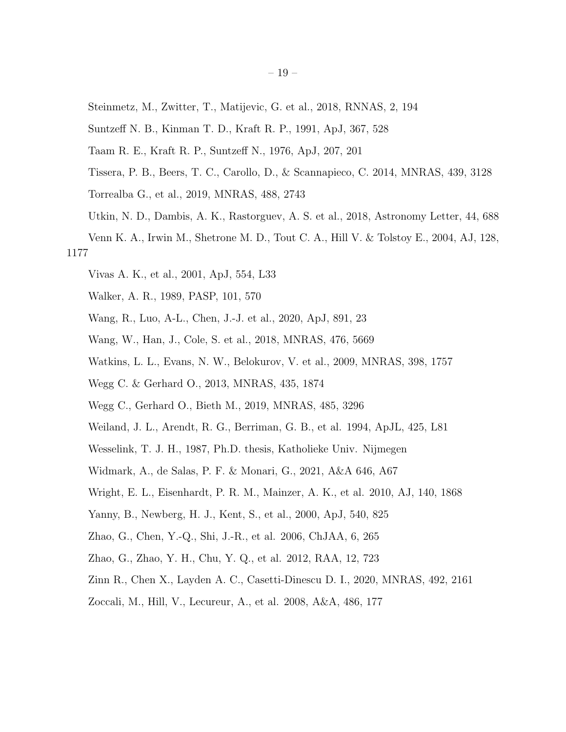Steinmetz, M., Zwitter, T., Matijevic, G. et al., 2018, RNNAS, 2, 194

Suntzeff N. B., Kinman T. D., Kraft R. P., 1991, ApJ, 367, 528

Taam R. E., Kraft R. P., Suntzeff N., 1976, ApJ, 207, 201

Tissera, P. B., Beers, T. C., Carollo, D., & Scannapieco, C. 2014, MNRAS, 439, 3128

Torrealba G., et al., 2019, MNRAS, 488, 2743

Utkin, N. D., Dambis, A. K., Rastorguev, A. S. et al., 2018, Astronomy Letter, 44, 688

Venn K. A., Irwin M., Shetrone M. D., Tout C. A., Hill V. & Tolstoy E., 2004, AJ, 128, 1177

Vivas A. K., et al., 2001, ApJ, 554, L33

Walker, A. R., 1989, PASP, 101, 570

Wang, R., Luo, A-L., Chen, J.-J. et al., 2020, ApJ, 891, 23

Wang, W., Han, J., Cole, S. et al., 2018, MNRAS, 476, 5669

Watkins, L. L., Evans, N. W., Belokurov, V. et al., 2009, MNRAS, 398, 1757

Wegg C. & Gerhard O., 2013, MNRAS, 435, 1874

Wegg C., Gerhard O., Bieth M., 2019, MNRAS, 485, 3296

Weiland, J. L., Arendt, R. G., Berriman, G. B., et al. 1994, ApJL, 425, L81

Wesselink, T. J. H., 1987, Ph.D. thesis, Katholieke Univ. Nijmegen

Widmark, A., de Salas, P. F. & Monari, G., 2021, A&A 646, A67

Wright, E. L., Eisenhardt, P. R. M., Mainzer, A. K., et al. 2010, AJ, 140, 1868

Yanny, B., Newberg, H. J., Kent, S., et al., 2000, ApJ, 540, 825

Zhao, G., Chen, Y.-Q., Shi, J.-R., et al. 2006, ChJAA, 6, 265

Zhao, G., Zhao, Y. H., Chu, Y. Q., et al. 2012, RAA, 12, 723

Zinn R., Chen X., Layden A. C., Casetti-Dinescu D. I., 2020, MNRAS, 492, 2161

Zoccali, M., Hill, V., Lecureur, A., et al. 2008, A&A, 486, 177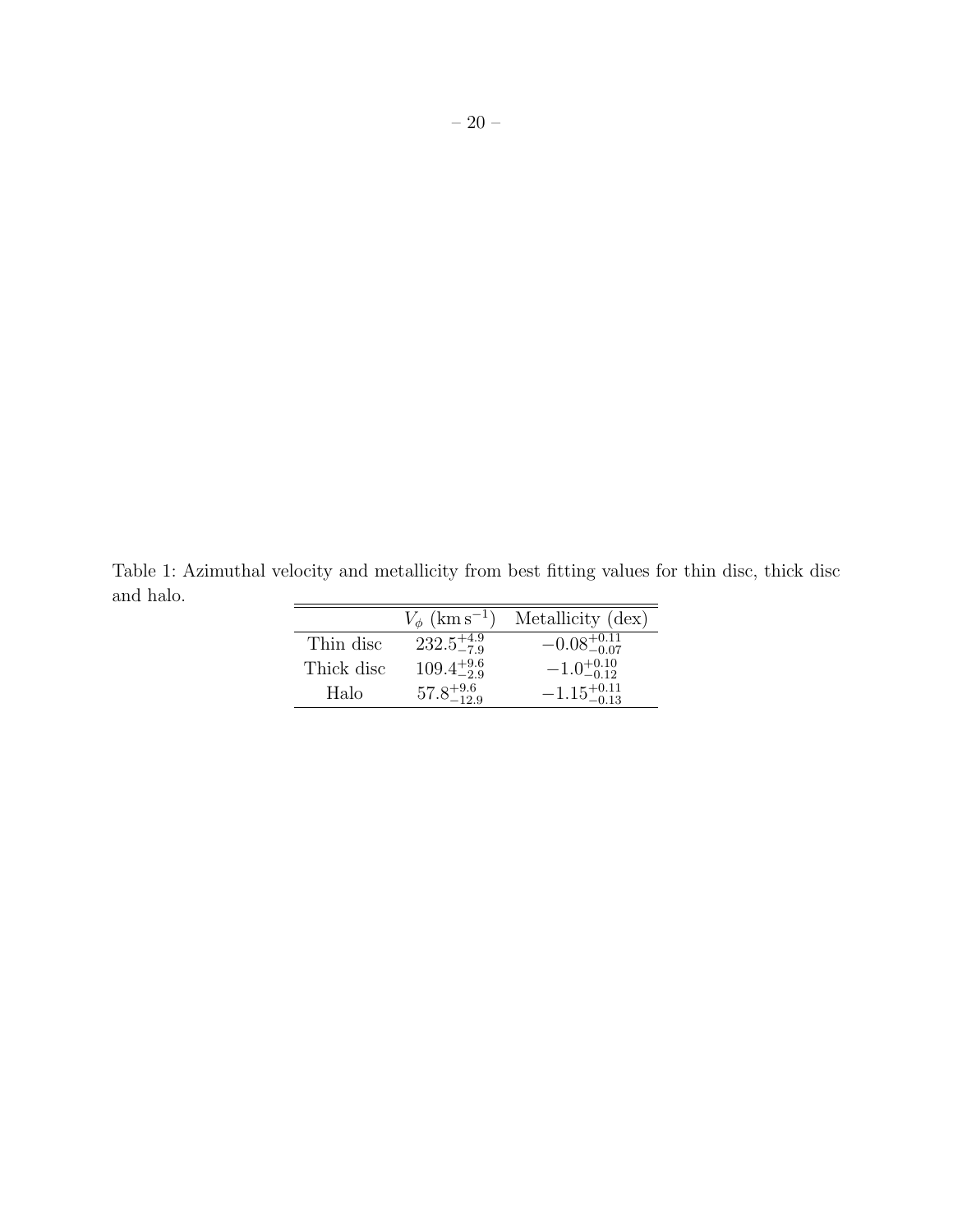Table 1: Azimuthal velocity and metallicity from best fitting values for thin disc, thick disc and halo.

| | $V_\phi$ (km s$^{-1}$) | Metallicity (dex) |
|---|---|---|
| Thin disc | $232.5^{+4.9}_{-7.9}$ | $-0.08^{+0.11}_{-0.07}$ |
| Thick disc | $109.4^{+9.6}_{-2.9}$ | $-1.0^{+0.10}_{-0.12}$ |
| Halo | $57.8^{+9.6}_{-12.9}$ | $-1.15^{+0.11}_{-0.13}$ |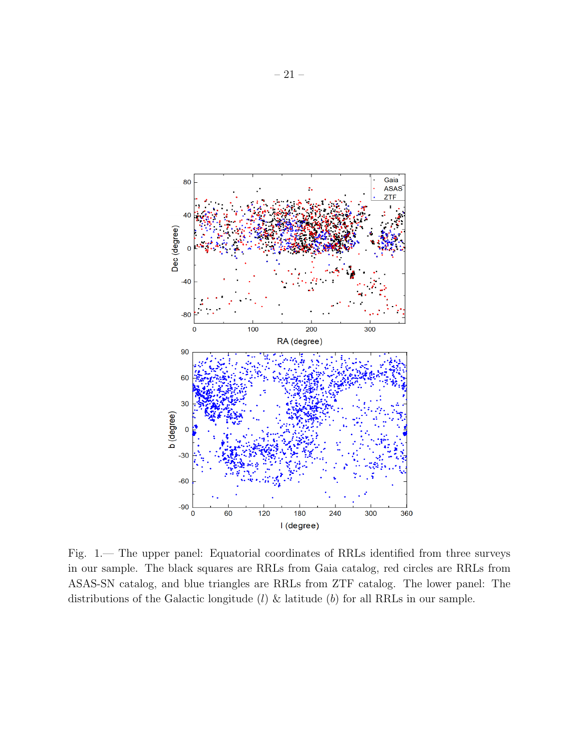Fig. 1.— The upper panel: Equatorial coordinates of RRLs identified from three surveys in our sample. The black squares are RRLs from Gaia catalog, red circles are RRLs from ASAS-SN catalog, and blue triangles are RRLs from ZTF catalog. The lower panel: The distributions of the Galactic longitude ($l$) & latitude ($b$) for all RRLs in our sample.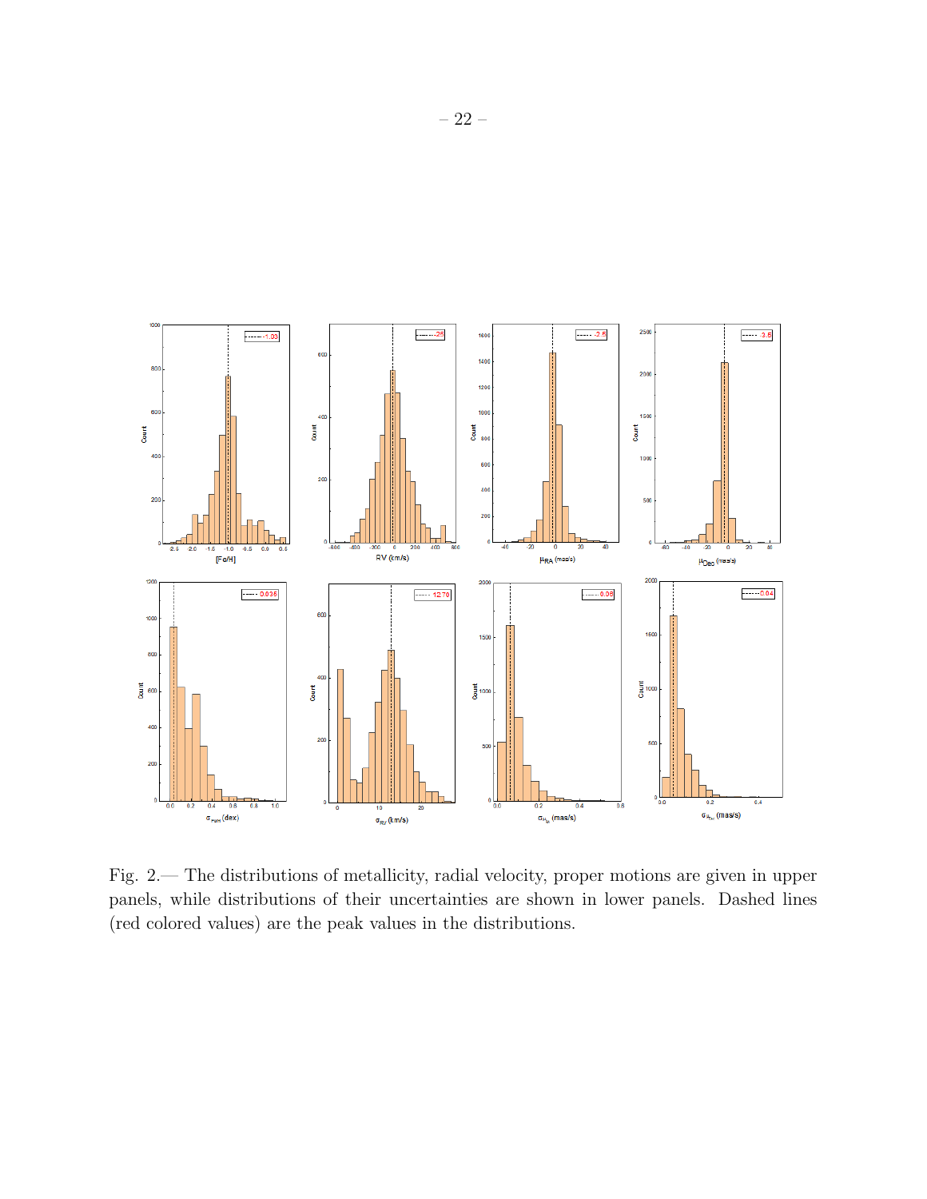Fig. 2.— The distributions of metallicity, radial velocity, proper motions are given in upper panels, while distributions of their uncertainties are shown in lower panels. Dashed lines (red colored values) are the peak values in the distributions.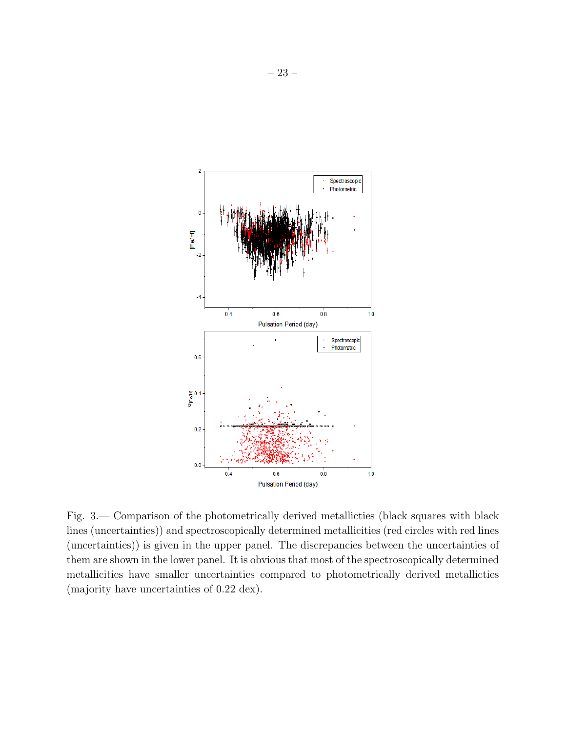Fig. 3.— Comparison of the photometrically derived metallicties (black squares with black lines (uncertainties)) and spectroscopically determined metallicities (red circles with red lines (uncertainties)) is given in the upper panel. The discrepancies between the uncertainties of them are shown in the lower panel. It is obvious that most of the spectroscopically determined metallicities have smaller uncertainties compared to photometrically derived metallicties (majority have uncertainties of 0.22 dex).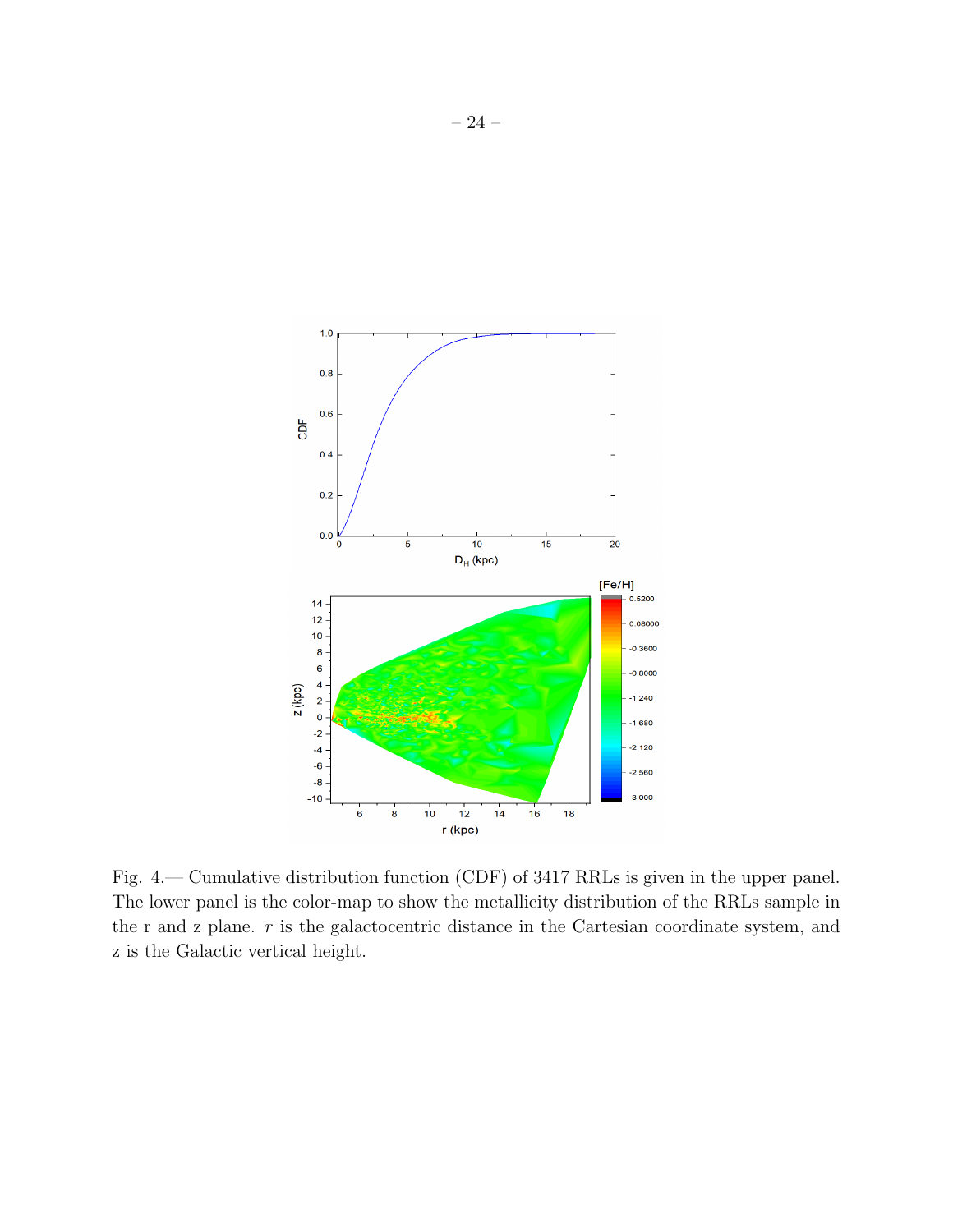Fig. 4.— Cumulative distribution function (CDF) of 3417 RRLs is given in the upper panel. The lower panel is the color-map to show the metallicity distribution of the RRLs sample in the r and z plane. $r$ is the galactocentric distance in the Cartesian coordinate system, and z is the Galactic vertical height.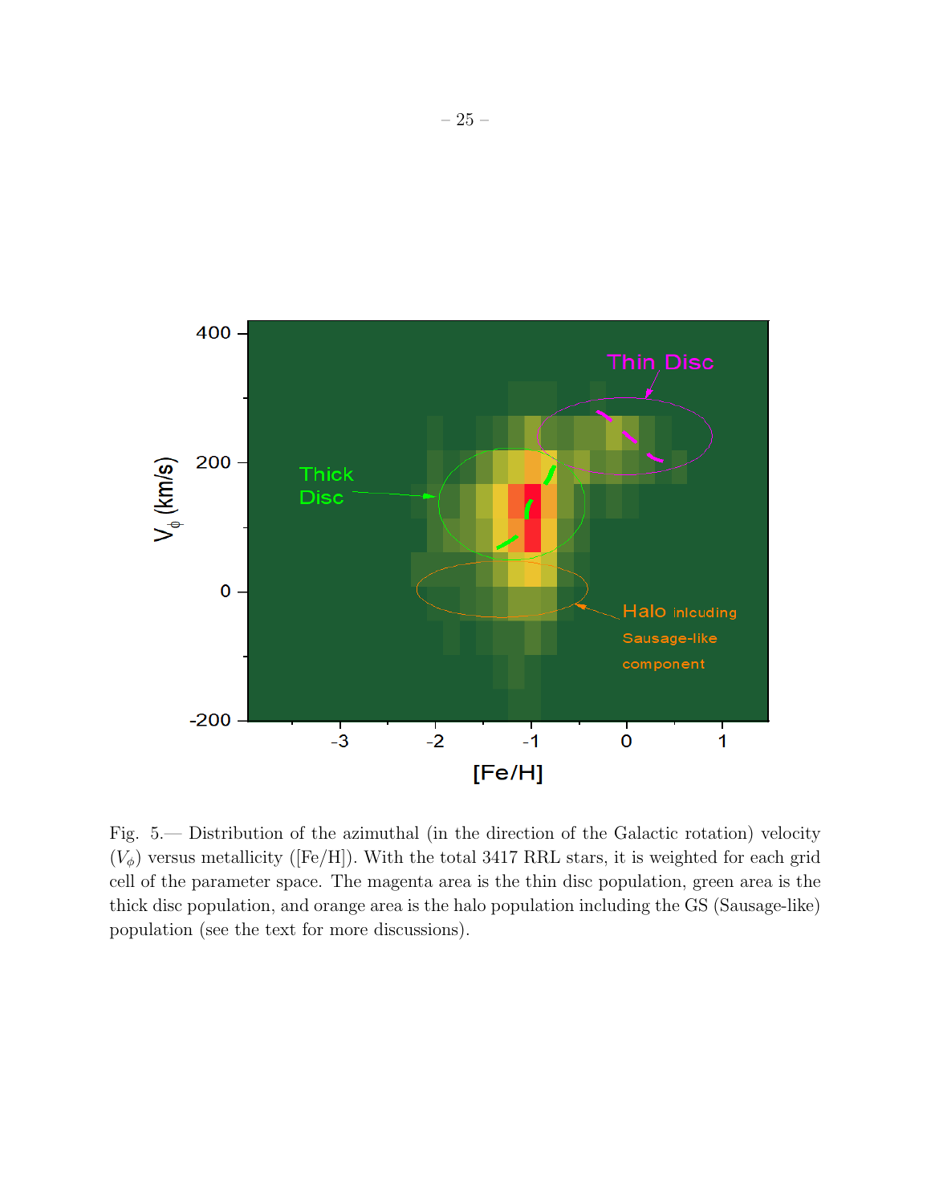Fig. 5.— Distribution of the azimuthal (in the direction of the Galactic rotation) velocity ($V_\phi$) versus metallicity ([Fe/H]). With the total 3417 RRL stars, it is weighted for each grid cell of the parameter space. The magenta area is the thin disc population, green area is the thick disc population, and orange area is the halo population including the GS (Sausage-like) population (see the text for more discussions).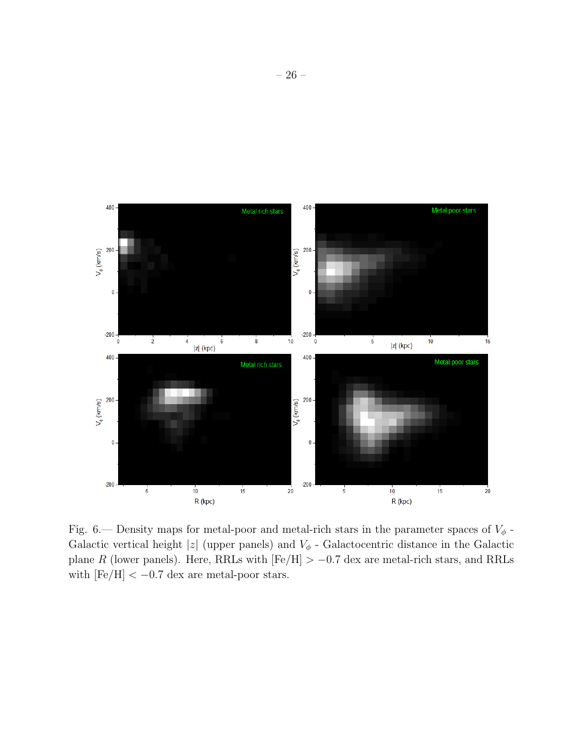Fig. 6.— Density maps for metal-poor and metal-rich stars in the parameter spaces of $V_\phi$ - Galactic vertical height $|z|$ (upper panels) and $V_\phi$ - Galactocentric distance in the Galactic plane $R$ (lower panels). Here, RRLs with [Fe/H] $> -0.7$ dex are metal-rich stars, and RRLs with [Fe/H] $< -0.7$ dex are metal-poor stars.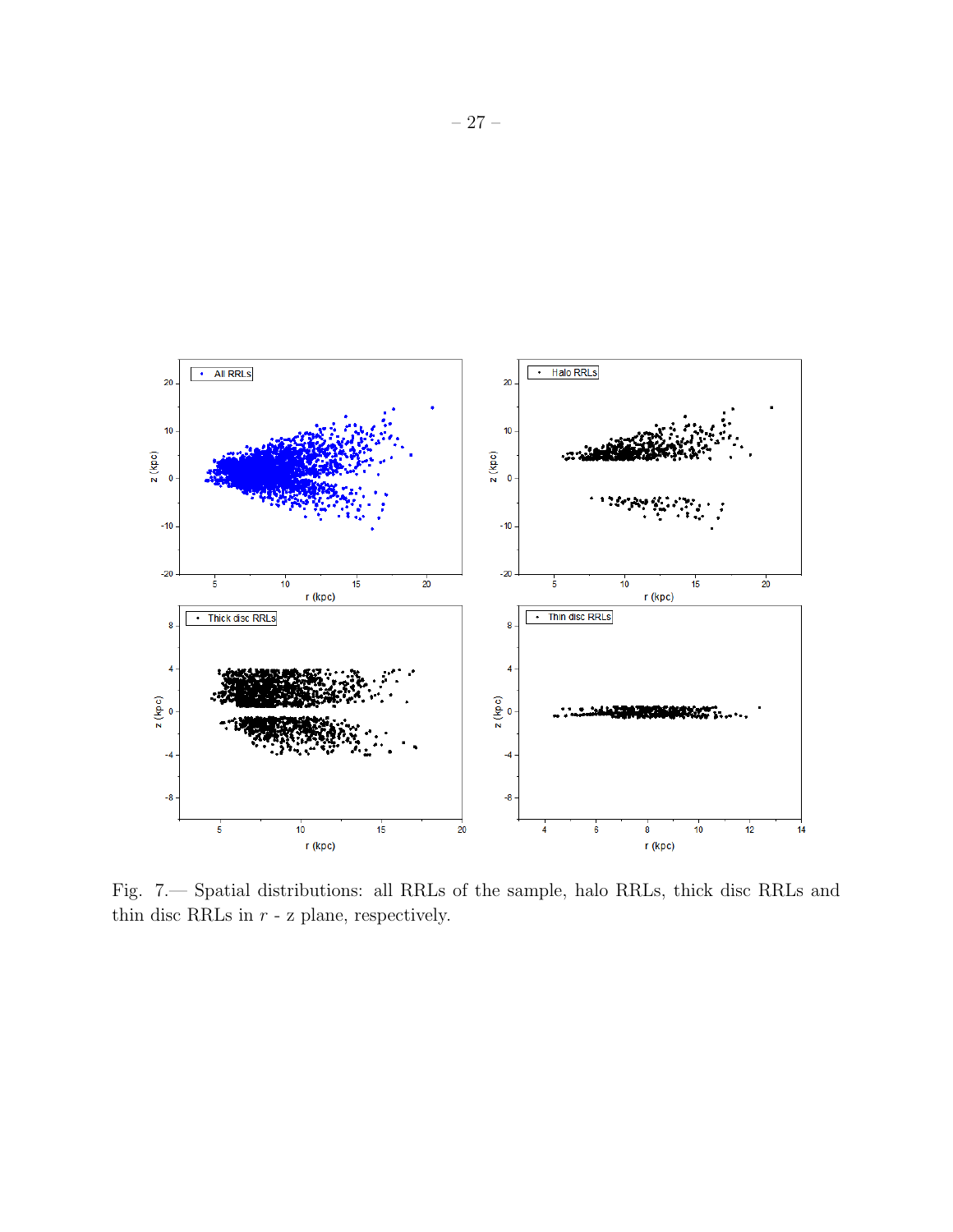Fig. 7.— Spatial distributions: all RRLs of the sample, halo RRLs, thick disc RRLs and thin disc RRLs in $r$ - z plane, respectively.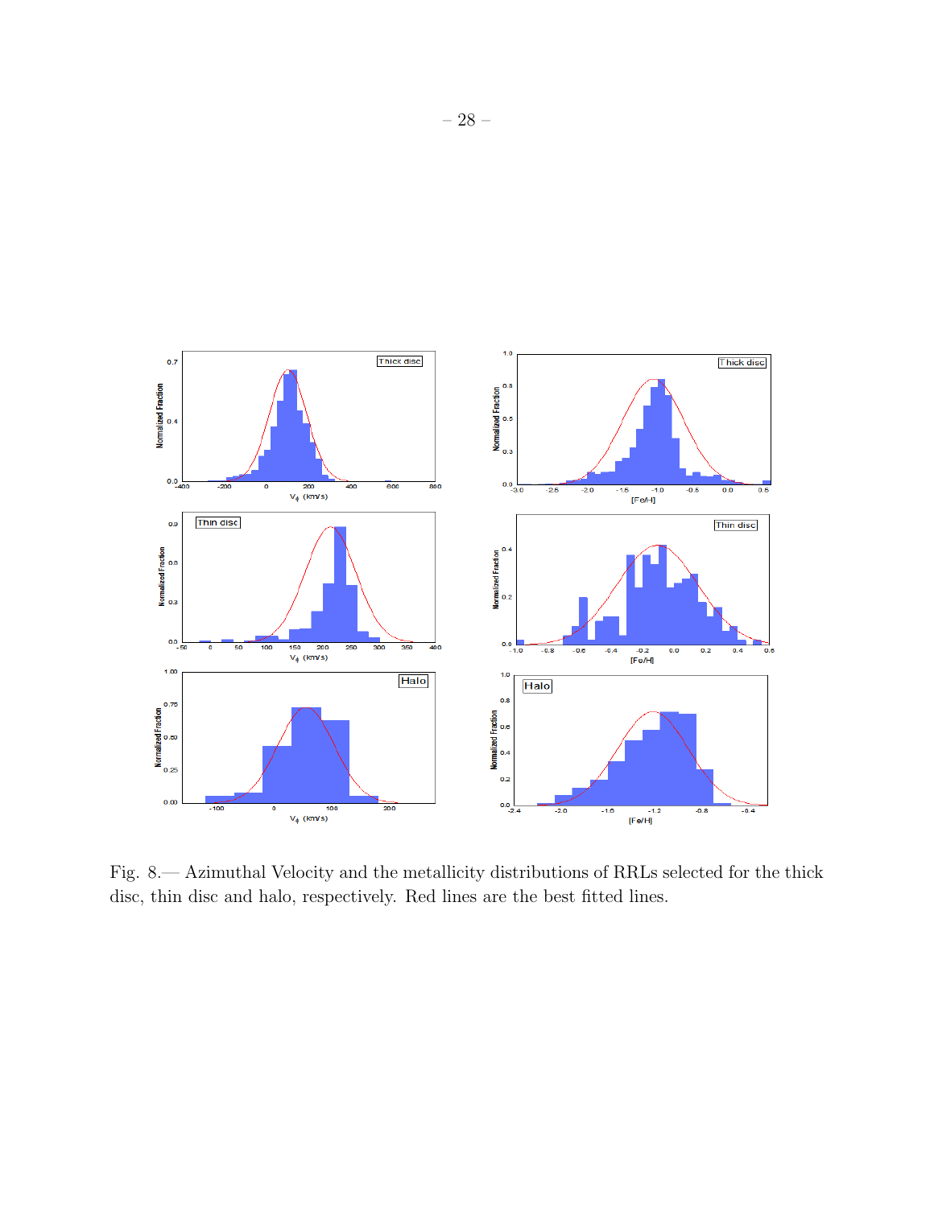Fig. 8.— Azimuthal Velocity and the metallicity distributions of RRLs selected for the thick disc, thin disc and halo, respectively. Red lines are the best fitted lines.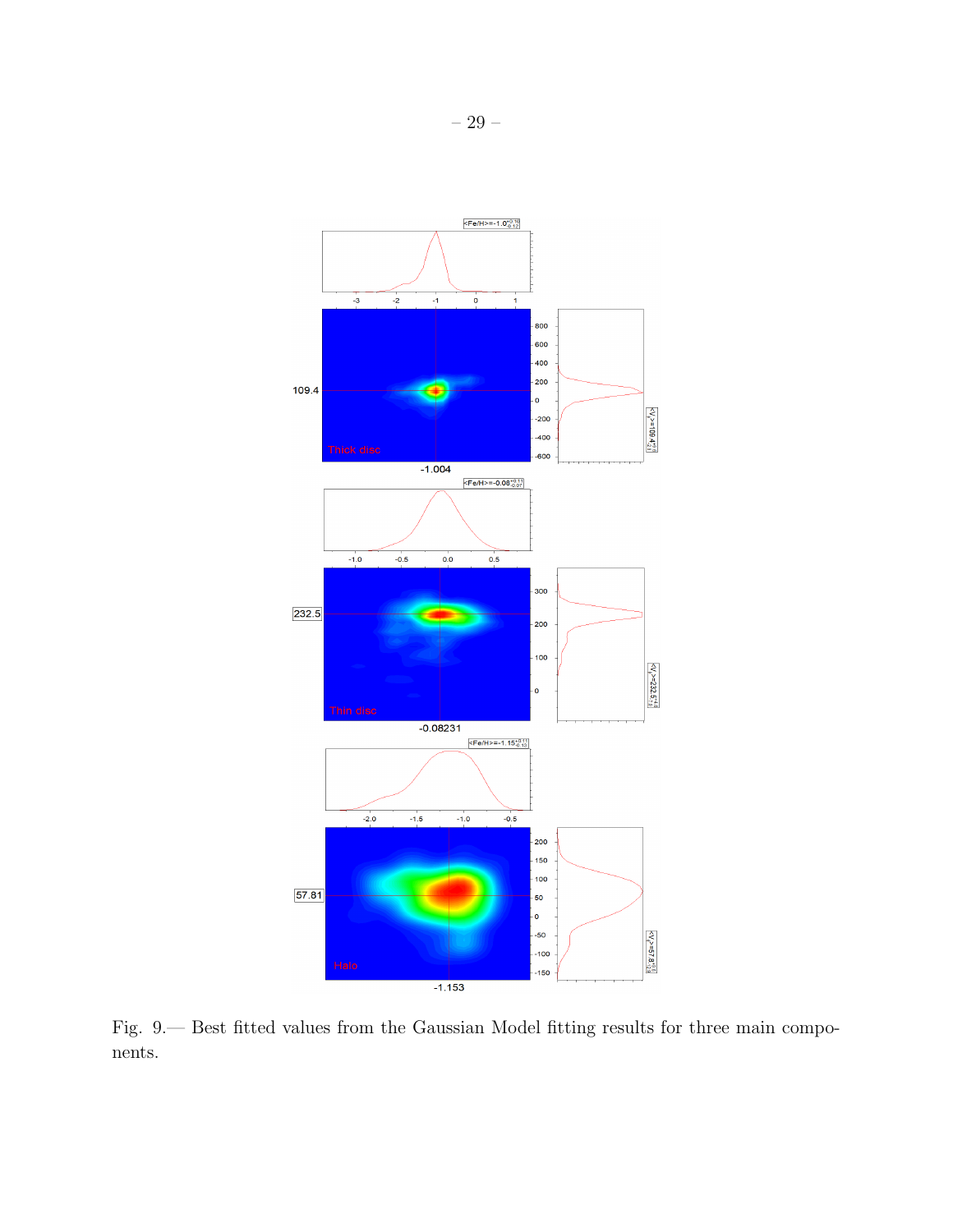Fig. 9.— Best fitted values from the Gaussian Model fitting results for three main components.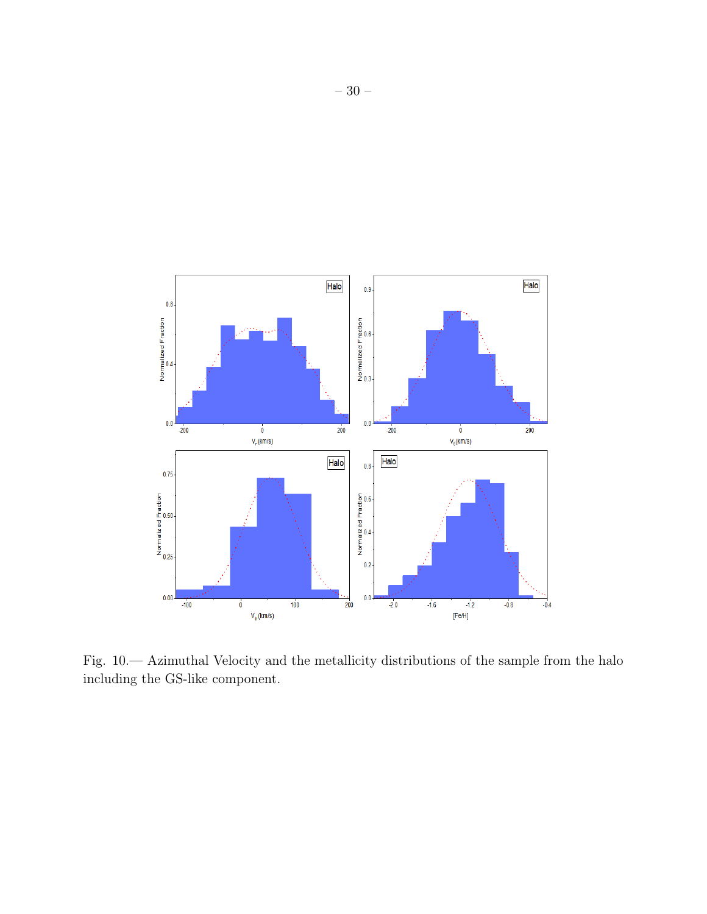Fig. 10.— Azimuthal Velocity and the metallicity distributions of the sample from the halo including the GS-like component.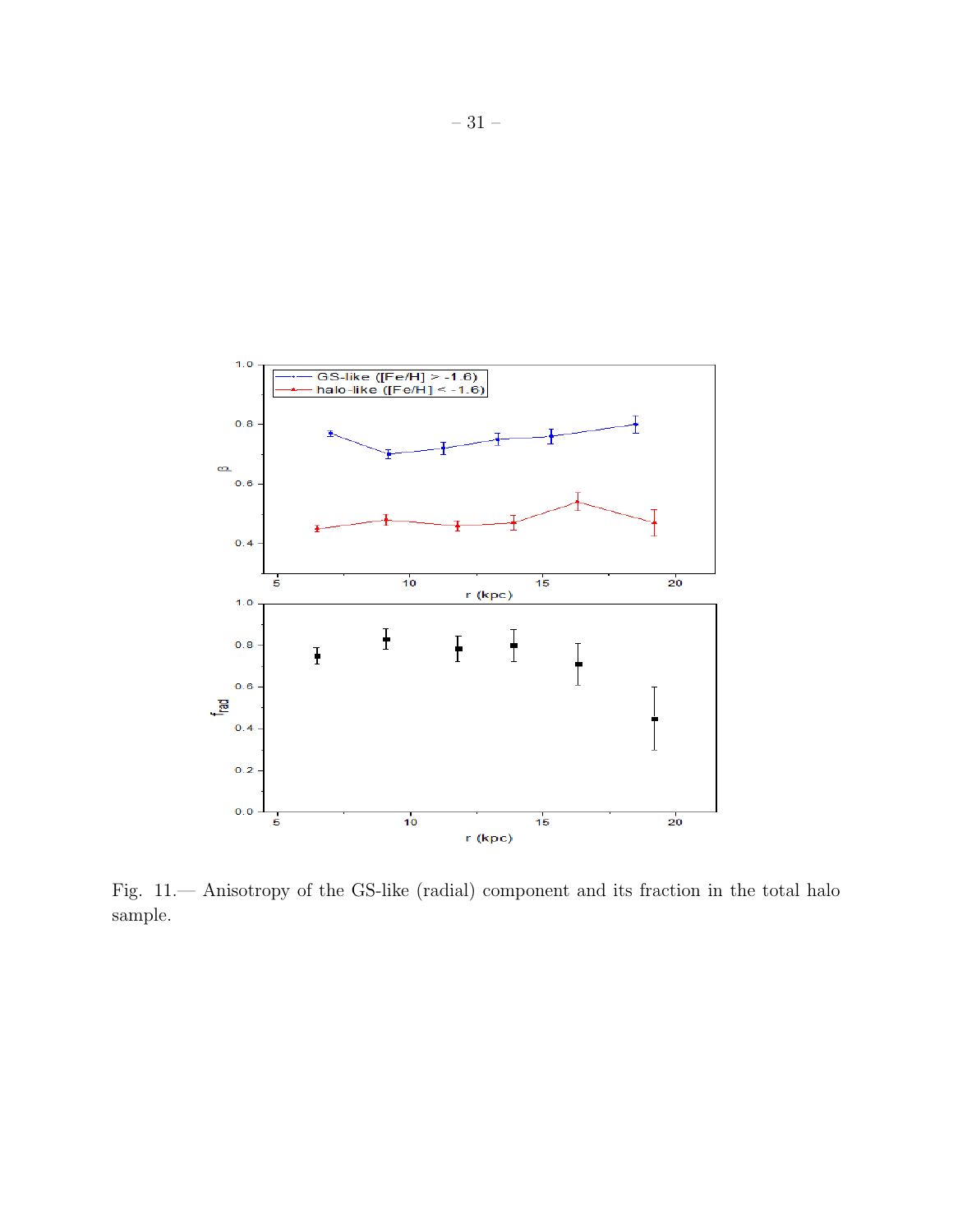1.0

GS-like ([Fe/H] > -1.6)

halo-like ([Fe/H] < -1.6)

0.8

$\beta$

0.6

0.4

5

10

15

20

r (kpc)

1.0

0.8

0.6

$f_{rad}$

0.4

0.2

0.0

5

10

15

20

r (kpc)

Fig. 11.— Anisotropy of the GS-like (radial) component and its fraction in the total halo sample.